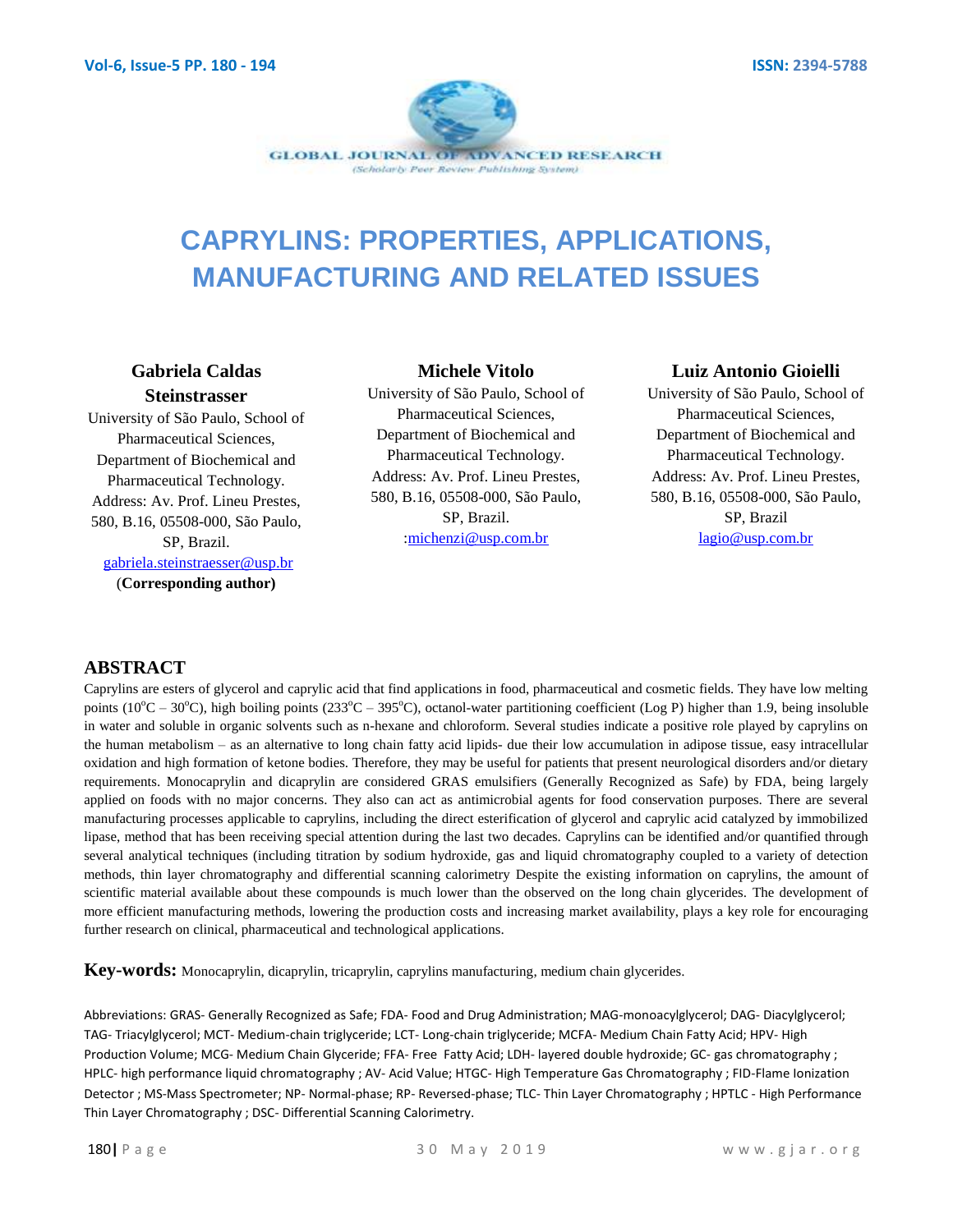# CAPRYLINS: PROPERTIES, APPLICATIONS, MANUFACTURING AND RELATED ISSUES

**Gabriela Caldas Steinstrasser**
University of São Paulo, School of Pharmaceutical Sciences, Department of Biochemical and Pharmaceutical Technology.
Address: Av. Prof. Lineu Prestes, 580, B.16, 05508-000, São Paulo, SP, Brazil.
gabriela.steinstraesser@usp.br
(**Corresponding author**)

**Michele Vitolo**
University of São Paulo, School of Pharmaceutical Sciences, Department of Biochemical and Pharmaceutical Technology.
Address: Av. Prof. Lineu Prestes, 580, B.16, 05508-000, São Paulo, SP, Brazil.
:michenzi@usp.com.br

**Luiz Antonio Gioielli**
University of São Paulo, School of Pharmaceutical Sciences, Department of Biochemical and Pharmaceutical Technology.
Address: Av. Prof. Lineu Prestes, 580, B.16, 05508-000, São Paulo, SP, Brazil
lagio@usp.com.br

## ABSTRACT

Caprylins are esters of glycerol and caprylic acid that find applications in food, pharmaceutical and cosmetic fields. They have low melting points ($10^oC – 30^oC$), high boiling points ($233^oC – 395^oC$), octanol-water partitioning coefficient (Log P) higher than 1.9, being insoluble in water and soluble in organic solvents such as n-hexane and chloroform. Several studies indicate a positive role played by caprylins on the human metabolism – as an alternative to long chain fatty acid lipids- due their low accumulation in adipose tissue, easy intracellular oxidation and high formation of ketone bodies. Therefore, they may be useful for patients that present neurological disorders and/or dietary requirements. Monocaprylin and dicaprylin are considered GRAS emulsifiers (Generally Recognized as Safe) by FDA, being largely applied on foods with no major concerns. They also can act as antimicrobial agents for food conservation purposes. There are several manufacturing processes applicable to caprylins, including the direct esterification of glycerol and caprylic acid catalyzed by immobilized lipase, method that has been receiving special attention during the last two decades. Caprylins can be identified and/or quantified through several analytical techniques (including titration by sodium hydroxide, gas and liquid chromatography coupled to a variety of detection methods, thin layer chromatography and differential scanning calorimetry Despite the existing information on caprylins, the amount of scientific material available about these compounds is much lower than the observed on the long chain glycerides. The development of more efficient manufacturing methods, lowering the production costs and increasing market availability, plays a key role for encouraging further research on clinical, pharmaceutical and technological applications.

**Key-words:** Monocaprylin, dicaprylin, tricaprylin, caprylins manufacturing, medium chain glycerides.

Abbreviations: GRAS- Generally Recognized as Safe; FDA- Food and Drug Administration; MAG-monoacylglycerol; DAG- Diacylglycerol; TAG- Triacylglycerol; MCT- Medium-chain triglyceride; LCT- Long-chain triglyceride; MCFA- Medium Chain Fatty Acid; HPV- High Production Volume; MCG- Medium Chain Glyceride; FFA- Free Fatty Acid; LDH- layered double hydroxide; GC- gas chromatography ; HPLC- high performance liquid chromatography ; AV- Acid Value; HTGC- High Temperature Gas Chromatography ; FID-Flame Ionization Detector ; MS-Mass Spectrometer; NP- Normal-phase; RP- Reversed-phase; TLC- Thin Layer Chromatography ; HPTLC - High Performance Thin Layer Chromatography ; DSC- Differential Scanning Calorimetry.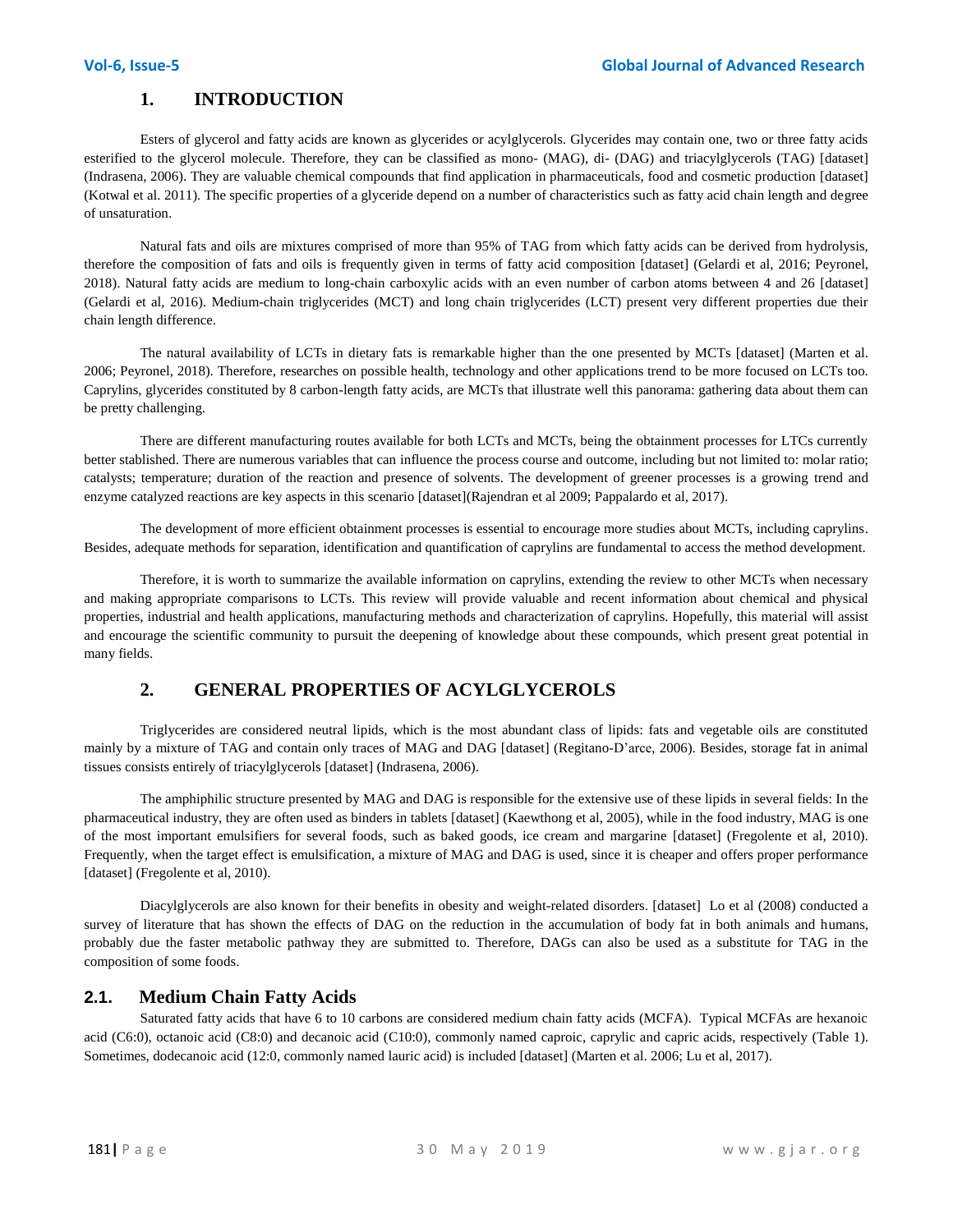## 1. INTRODUCTION

Esters of glycerol and fatty acids are known as glycerides or acylglycerols. Glycerides may contain one, two or three fatty acids esterified to the glycerol molecule. Therefore, they can be classified as mono- (MAG), di- (DAG) and triacylglycerols (TAG) [dataset] (Indrasena, 2006). They are valuable chemical compounds that find application in pharmaceuticals, food and cosmetic production [dataset] (Kotwal et al. 2011). The specific properties of a glyceride depend on a number of characteristics such as fatty acid chain length and degree of unsaturation.

Natural fats and oils are mixtures comprised of more than 95% of TAG from which fatty acids can be derived from hydrolysis, therefore the composition of fats and oils is frequently given in terms of fatty acid composition [dataset] (Gelardi et al, 2016; Peyronel, 2018). Natural fatty acids are medium to long-chain carboxylic acids with an even number of carbon atoms between 4 and 26 [dataset] (Gelardi et al, 2016). Medium-chain triglycerides (MCT) and long chain triglycerides (LCT) present very different properties due their chain length difference.

The natural availability of LCTs in dietary fats is remarkable higher than the one presented by MCTs [dataset] (Marten et al. 2006; Peyronel, 2018). Therefore, researches on possible health, technology and other applications trend to be more focused on LCTs too. Caprylins, glycerides constituted by 8 carbon-length fatty acids, are MCTs that illustrate well this panorama: gathering data about them can be pretty challenging.

There are different manufacturing routes available for both LCTs and MCTs, being the obtainment processes for LTCs currently better stablished. There are numerous variables that can influence the process course and outcome, including but not limited to: molar ratio; catalysts; temperature; duration of the reaction and presence of solvents. The development of greener processes is a growing trend and enzyme catalyzed reactions are key aspects in this scenario [dataset](Rajendran et al 2009; Pappalardo et al, 2017).

The development of more efficient obtainment processes is essential to encourage more studies about MCTs, including caprylins. Besides, adequate methods for separation, identification and quantification of caprylins are fundamental to access the method development.

Therefore, it is worth to summarize the available information on caprylins, extending the review to other MCTs when necessary and making appropriate comparisons to LCTs. This review will provide valuable and recent information about chemical and physical properties, industrial and health applications, manufacturing methods and characterization of caprylins. Hopefully, this material will assist and encourage the scientific community to pursuit the deepening of knowledge about these compounds, which present great potential in many fields.

## 2. GENERAL PROPERTIES OF ACYLGLYCEROLS

Triglycerides are considered neutral lipids, which is the most abundant class of lipids: fats and vegetable oils are constituted mainly by a mixture of TAG and contain only traces of MAG and DAG [dataset] (Regitano-D'arce, 2006). Besides, storage fat in animal tissues consists entirely of triacylglycerols [dataset] (Indrasena, 2006).

The amphiphilic structure presented by MAG and DAG is responsible for the extensive use of these lipids in several fields: In the pharmaceutical industry, they are often used as binders in tablets [dataset] (Kaewthong et al, 2005), while in the food industry, MAG is one of the most important emulsifiers for several foods, such as baked goods, ice cream and margarine [dataset] (Fregolente et al, 2010). Frequently, when the target effect is emulsification, a mixture of MAG and DAG is used, since it is cheaper and offers proper performance [dataset] (Fregolente et al, 2010).

Diacylglycerols are also known for their benefits in obesity and weight-related disorders. [dataset] Lo et al (2008) conducted a survey of literature that has shown the effects of DAG on the reduction in the accumulation of body fat in both animals and humans, probably due the faster metabolic pathway they are submitted to. Therefore, DAGs can also be used as a substitute for TAG in the composition of some foods.

### 2.1. Medium Chain Fatty Acids

Saturated fatty acids that have 6 to 10 carbons are considered medium chain fatty acids (MCFA). Typical MCFAs are hexanoic acid (C6:0), octanoic acid (C8:0) and decanoic acid (C10:0), commonly named caproic, caprylic and capric acids, respectively (Table 1). Sometimes, dodecanoic acid (12:0, commonly named lauric acid) is included [dataset] (Marten et al. 2006; Lu et al, 2017).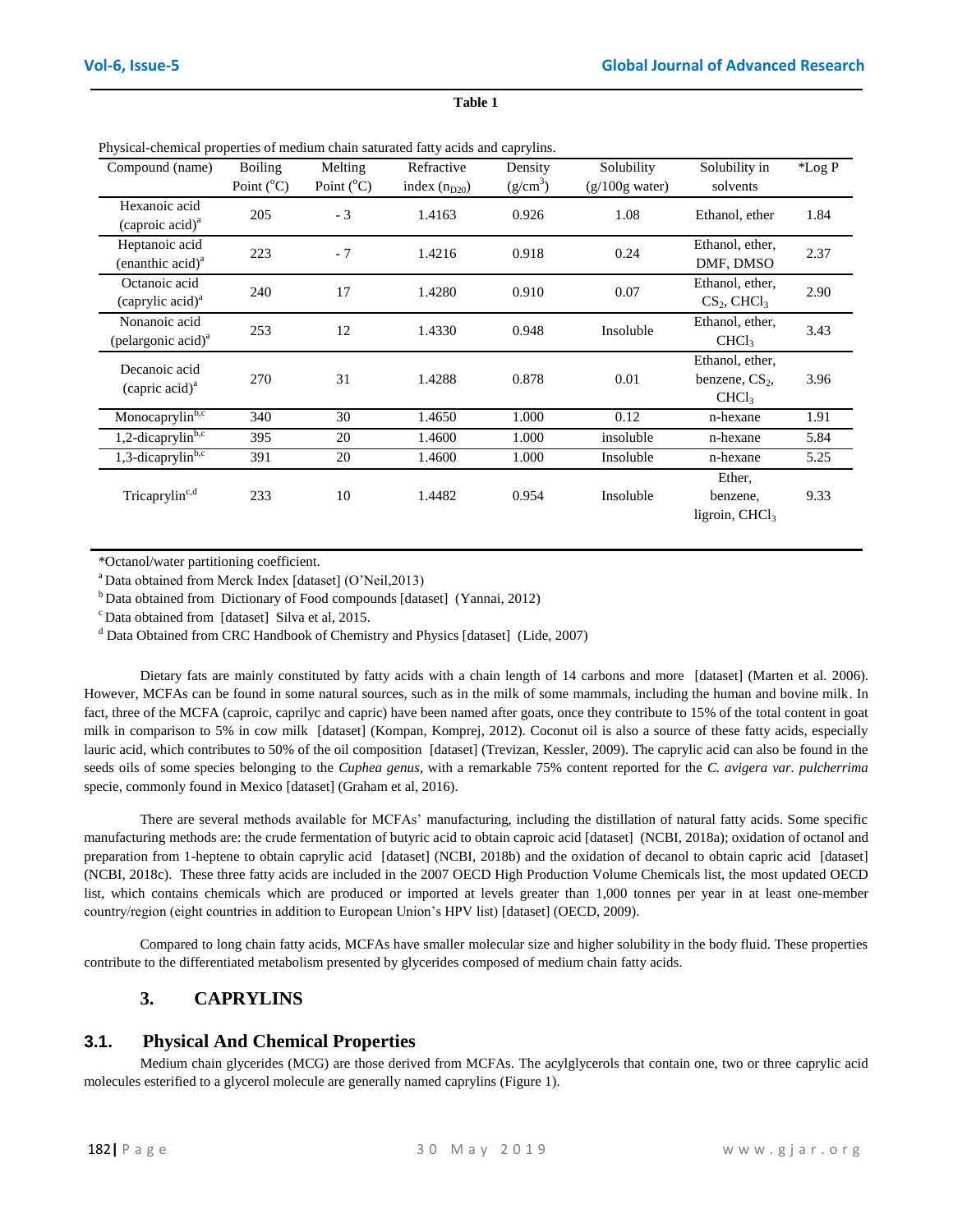**Table 1**

Physical-chemical properties of medium chain saturated fatty acids and caprylins.

| Compound (name) | Boiling Point (°C) | Melting Point (°C) | Refractive index ($n_{D20}$) | Density ($g/cm^3$) | Solubility (g/100g water) | Solubility in solvents | *Log P |
|---|---|---|---|---|---|---|---|
| Hexanoic acid (caproic acid)[a] | 205 | - 3 | 1.4163 | 0.926 | 1.08 | Ethanol, ether | 1.84 |
| Heptanoic acid (enanthic acid)[a] | 223 | - 7 | 1.4216 | 0.918 | 0.24 | Ethanol, ether, DMF, DMSO | 2.37 |
| Octanoic acid (caprylic acid)[a] | 240 | 17 | 1.4280 | 0.910 | 0.07 | Ethanol, ether, $CS_2$, $CHCl_3$ | 2.90 |
| Nonanoic acid (pelargonic acid)[a] | 253 | 12 | 1.4330 | 0.948 | Insoluble | Ethanol, ether, $CHCl_3$ | 3.43 |
| Decanoic acid (capric acid)[a] | 270 | 31 | 1.4288 | 0.878 | 0.01 | Ethanol, ether, benzene, $CS_2$, $CHCl_3$ | 3.96 |
| Monocaprylin[b,c] | 340 | 30 | 1.4650 | 1.000 | 0.12 | n-hexane | 1.91 |
| 1,2-dicaprylin[b,c] | 395 | 20 | 1.4600 | 1.000 | insoluble | n-hexane | 5.84 |
| 1,3-dicaprylin[b,c] | 391 | 20 | 1.4600 | 1.000 | Insoluble | n-hexane | 5.25 |
| Tricaprylin[c,d] | 233 | 10 | 1.4482 | 0.954 | Insoluble | Ether, benzene, ligroin, $CHCl_3$ | 9.33 |

*Octanol/water partitioning coefficient.

[a] Data obtained from Merck Index [dataset] (O'Neil,2013)

[b] Data obtained from Dictionary of Food compounds [dataset] (Yannai, 2012)

[c] Data obtained from [dataset] Silva et al, 2015.

[d] Data Obtained from CRC Handbook of Chemistry and Physics [dataset] (Lide, 2007)

Dietary fats are mainly constituted by fatty acids with a chain length of 14 carbons and more [dataset] (Marten et al. 2006). However, MCFAs can be found in some natural sources, such as in the milk of some mammals, including the human and bovine milk. In fact, three of the MCFA (caproic, caprilyc and capric) have been named after goats, once they contribute to 15% of the total content in goat milk in comparison to 5% in cow milk [dataset] (Kompan, Komprej, 2012). Coconut oil is also a source of these fatty acids, especially lauric acid, which contributes to 50% of the oil composition [dataset] (Trevizan, Kessler, 2009). The caprylic acid can also be found in the seeds oils of some species belonging to the *Cuphea genus*, with a remarkable 75% content reported for the *C. avigera var. pulcherrima* specie, commonly found in Mexico [dataset] (Graham et al, 2016).

There are several methods available for MCFAs' manufacturing, including the distillation of natural fatty acids. Some specific manufacturing methods are: the crude fermentation of butyric acid to obtain caproic acid [dataset] (NCBI, 2018a); oxidation of octanol and preparation from 1-heptene to obtain caprylic acid [dataset] (NCBI, 2018b) and the oxidation of decanol to obtain capric acid [dataset] (NCBI, 2018c). These three fatty acids are included in the 2007 OECD High Production Volume Chemicals list, the most updated OECD list, which contains chemicals which are produced or imported at levels greater than 1,000 tonnes per year in at least one-member country/region (eight countries in addition to European Union's HPV list) [dataset] (OECD, 2009).

Compared to long chain fatty acids, MCFAs have smaller molecular size and higher solubility in the body fluid. These properties contribute to the differentiated metabolism presented by glycerides composed of medium chain fatty acids.

## 3. CAPRYLINS

### 3.1. Physical And Chemical Properties

Medium chain glycerides (MCG) are those derived from MCFAs. The acylglycerols that contain one, two or three caprylic acid molecules esterified to a glycerol molecule are generally named caprylins (Figure 1).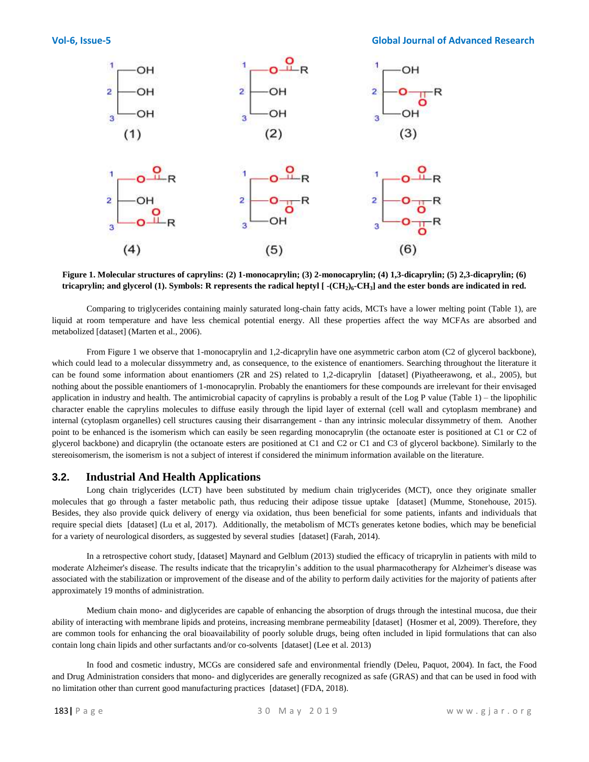**Figure 1. Molecular structures of caprylins: (2) 1-monocaprylin; (3) 2-monocaprylin; (4) 1,3-dicaprylin; (5) 2,3-dicaprylin; (6) tricaprylin; and glycerol (1). Symbols: R represents the radical heptyl [ $-(CH_2)_6-CH_3$] and the ester bonds are indicated in red.**

Comparing to triglycerides containing mainly saturated long-chain fatty acids, MCTs have a lower melting point (Table 1), are liquid at room temperature and have less chemical potential energy. All these properties affect the way MCFAs are absorbed and metabolized [dataset] (Marten et al., 2006).

From Figure 1 we observe that 1-monocaprylin and 1,2-dicaprylin have one asymmetric carbon atom (C2 of glycerol backbone), which could lead to a molecular dissymmetry and, as consequence, to the existence of enantiomers. Searching throughout the literature it can be found some information about enantiomers (2R and 2S) related to 1,2-dicaprylin [dataset] (Piyatheerawong, et al., 2005), but nothing about the possible enantiomers of 1-monocaprylin. Probably the enantiomers for these compounds are irrelevant for their envisaged application in industry and health. The antimicrobial capacity of caprylins is probably a result of the Log P value (Table 1) – the lipophilic character enable the caprylins molecules to diffuse easily through the lipid layer of external (cell wall and cytoplasm membrane) and internal (cytoplasm organelles) cell structures causing their disarrangement - than any intrinsic molecular dissymmetry of them. Another point to be enhanced is the isomerism which can easily be seen regarding monocaprylin (the octanoate ester is positioned at C1 or C2 of glycerol backbone) and dicaprylin (the octanoate esters are positioned at C1 and C2 or C1 and C3 of glycerol backbone). Similarly to the stereoisomerism, the isomerism is not a subject of interest if considered the minimum information available on the literature.

## 3.2. Industrial And Health Applications

Long chain triglycerides (LCT) have been substituted by medium chain triglycerides (MCT), once they originate smaller molecules that go through a faster metabolic path, thus reducing their adipose tissue uptake [dataset] (Mumme, Stonehouse, 2015). Besides, they also provide quick delivery of energy via oxidation, thus been beneficial for some patients, infants and individuals that require special diets [dataset] (Lu et al, 2017). Additionally, the metabolism of MCTs generates ketone bodies, which may be beneficial for a variety of neurological disorders, as suggested by several studies [dataset] (Farah, 2014).

In a retrospective cohort study, [dataset] Maynard and Gelblum (2013) studied the efficacy of tricaprylin in patients with mild to moderate Alzheimer's disease. The results indicate that the tricaprylin's addition to the usual pharmacotherapy for Alzheimer's disease was associated with the stabilization or improvement of the disease and of the ability to perform daily activities for the majority of patients after approximately 19 months of administration.

Medium chain mono- and diglycerides are capable of enhancing the absorption of drugs through the intestinal mucosa, due their ability of interacting with membrane lipids and proteins, increasing membrane permeability [dataset] (Hosmer et al, 2009). Therefore, they are common tools for enhancing the oral bioavailability of poorly soluble drugs, being often included in lipid formulations that can also contain long chain lipids and other surfactants and/or co-solvents [dataset] (Lee et al. 2013)

In food and cosmetic industry, MCGs are considered safe and environmental friendly (Deleu, Paquot, 2004). In fact, the Food and Drug Administration considers that mono- and diglycerides are generally recognized as safe (GRAS) and that can be used in food with no limitation other than current good manufacturing practices [dataset] (FDA, 2018).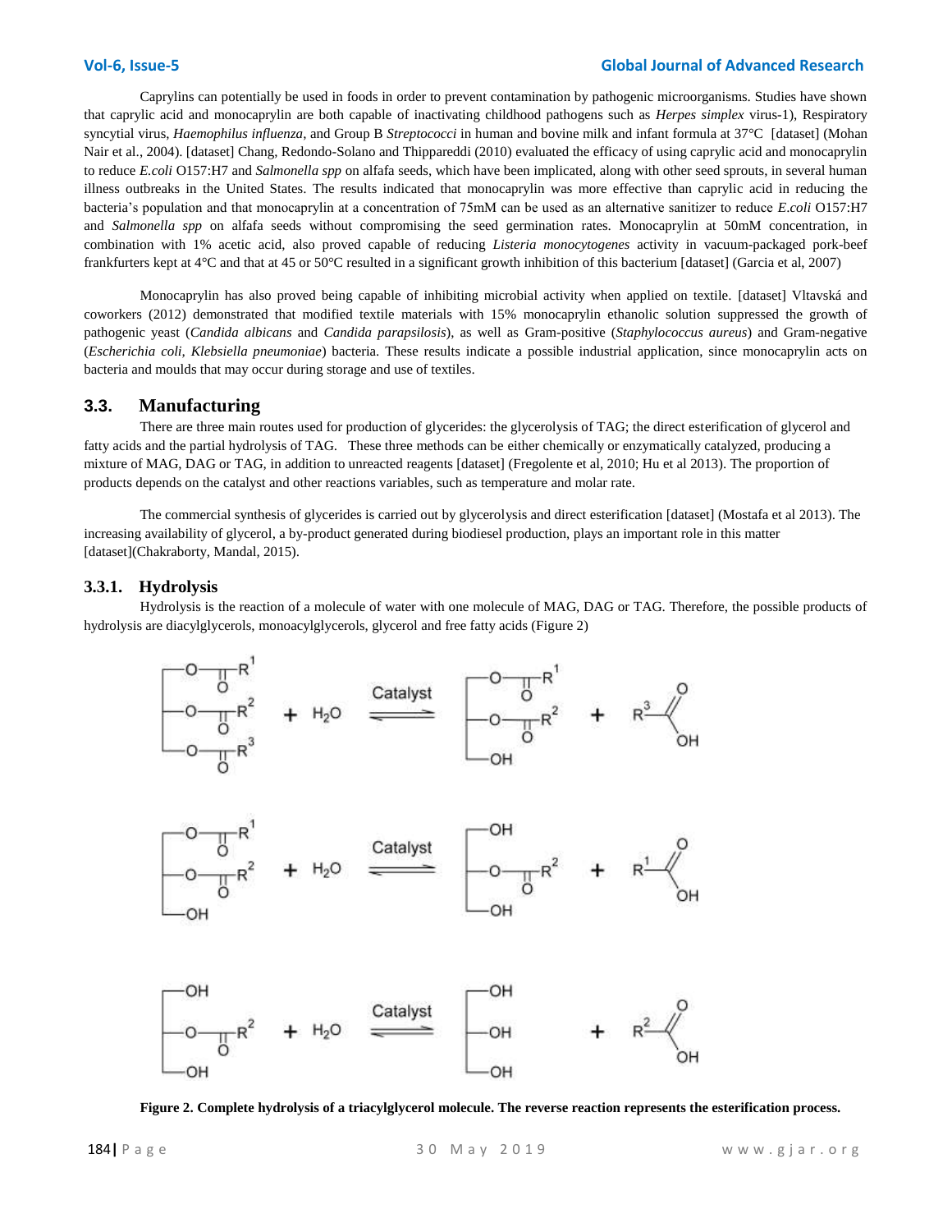Caprylins can potentially be used in foods in order to prevent contamination by pathogenic microorganisms. Studies have shown that caprylic acid and monocaprylin are both capable of inactivating childhood pathogens such as *Herpes simplex* virus-1), Respiratory syncytial virus, *Haemophilus influenza*, and Group B *Streptococci* in human and bovine milk and infant formula at 37°C [dataset] (Mohan Nair et al., 2004). [dataset] Chang, Redondo-Solano and Thippareddi (2010) evaluated the efficacy of using caprylic acid and monocaprylin to reduce *E.coli* O157:H7 and *Salmonella spp* on alfafa seeds, which have been implicated, along with other seed sprouts, in several human illness outbreaks in the United States. The results indicated that monocaprylin was more effective than caprylic acid in reducing the bacteria's population and that monocaprylin at a concentration of 75mM can be used as an alternative sanitizer to reduce *E.coli* O157:H7 and *Salmonella spp* on alfafa seeds without compromising the seed germination rates. Monocaprylin at 50mM concentration, in combination with 1% acetic acid, also proved capable of reducing *Listeria monocytogenes* activity in vacuum-packaged pork-beef frankfurters kept at 4°C and that at 45 or 50°C resulted in a significant growth inhibition of this bacterium [dataset] (Garcia et al, 2007)

Monocaprylin has also proved being capable of inhibiting microbial activity when applied on textile. [dataset] Vltavská and coworkers (2012) demonstrated that modified textile materials with 15% monocaprylin ethanolic solution suppressed the growth of pathogenic yeast (*Candida albicans* and *Candida parapsilosis*), as well as Gram-positive (*Staphylococcus aureus*) and Gram-negative (*Escherichia coli, Klebsiella pneumoniae*) bacteria. These results indicate a possible industrial application, since monocaprylin acts on bacteria and moulds that may occur during storage and use of textiles.

## 3.3. Manufacturing

There are three main routes used for production of glycerides: the glycerolysis of TAG; the direct esterification of glycerol and fatty acids and the partial hydrolysis of TAG. These three methods can be either chemically or enzymatically catalyzed, producing a mixture of MAG, DAG or TAG, in addition to unreacted reagents [dataset] (Fregolente et al, 2010; Hu et al 2013). The proportion of products depends on the catalyst and other reactions variables, such as temperature and molar rate.

The commercial synthesis of glycerides is carried out by glycerolysis and direct esterification [dataset] (Mostafa et al 2013). The increasing availability of glycerol, a by-product generated during biodiesel production, plays an important role in this matter [dataset](Chakraborty, Mandal, 2015).

### 3.3.1. Hydrolysis

Hydrolysis is the reaction of a molecule of water with one molecule of MAG, DAG or TAG. Therefore, the possible products of hydrolysis are diacylglycerols, monoacylglycerols, glycerol and free fatty acids (Figure 2)

**Figure 2. Complete hydrolysis of a triacylglycerol molecule. The reverse reaction represents the esterification process.**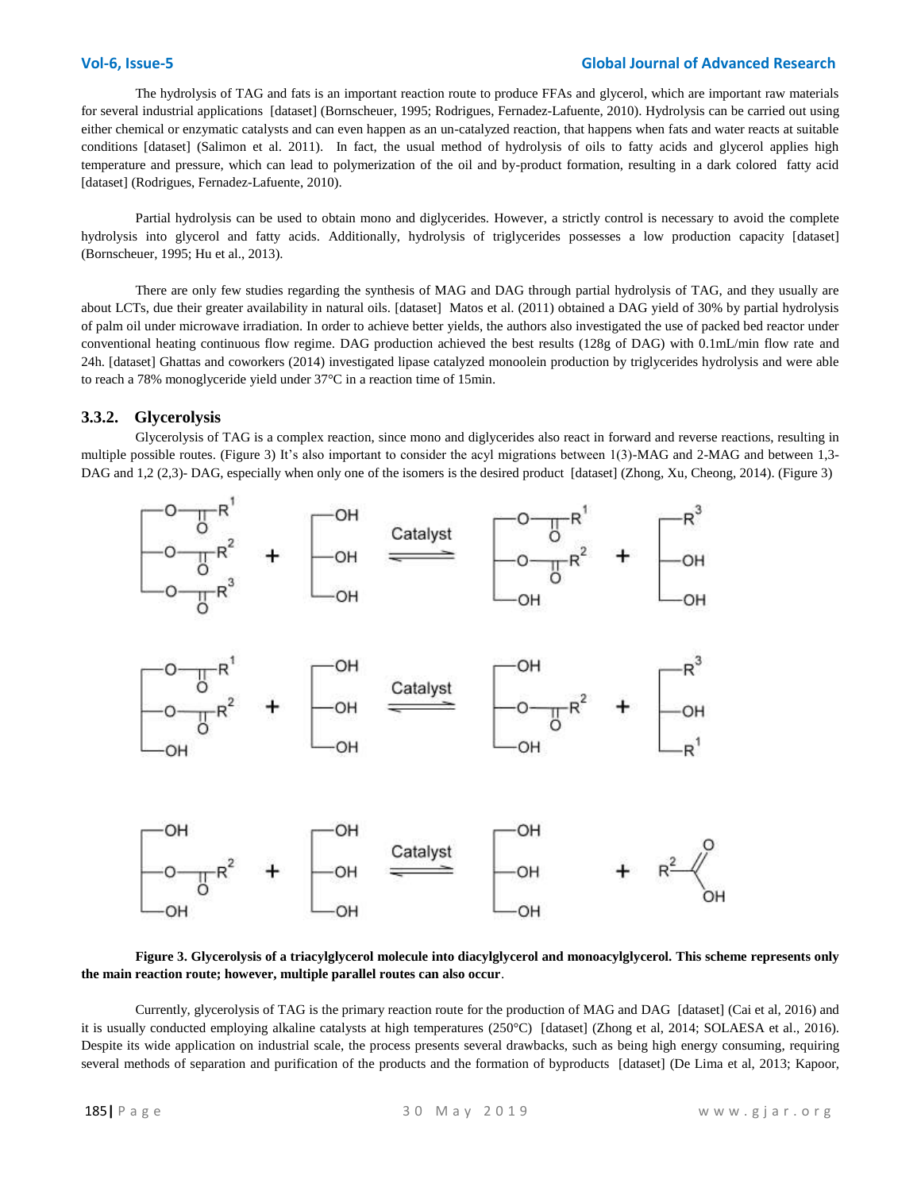The hydrolysis of TAG and fats is an important reaction route to produce FFAs and glycerol, which are important raw materials for several industrial applications [dataset] (Bornscheuer, 1995; Rodrigues, Fernadez-Lafuente, 2010). Hydrolysis can be carried out using either chemical or enzymatic catalysts and can even happen as an un-catalyzed reaction, that happens when fats and water reacts at suitable conditions [dataset] (Salimon et al. 2011). In fact, the usual method of hydrolysis of oils to fatty acids and glycerol applies high temperature and pressure, which can lead to polymerization of the oil and by-product formation, resulting in a dark colored fatty acid [dataset] (Rodrigues, Fernadez-Lafuente, 2010).

Partial hydrolysis can be used to obtain mono and diglycerides. However, a strictly control is necessary to avoid the complete hydrolysis into glycerol and fatty acids. Additionally, hydrolysis of triglycerides possesses a low production capacity [dataset] (Bornscheuer, 1995; Hu et al., 2013).

There are only few studies regarding the synthesis of MAG and DAG through partial hydrolysis of TAG, and they usually are about LCTs, due their greater availability in natural oils. [dataset] Matos et al. (2011) obtained a DAG yield of 30% by partial hydrolysis of palm oil under microwave irradiation. In order to achieve better yields, the authors also investigated the use of packed bed reactor under conventional heating continuous flow regime. DAG production achieved the best results (128g of DAG) with 0.1mL/min flow rate and 24h. [dataset] Ghattas and coworkers (2014) investigated lipase catalyzed monoolein production by triglycerides hydrolysis and were able to reach a 78% monoglyceride yield under 37°C in a reaction time of 15min.

### 3.3.2. Glycerolysis

Glycerolysis of TAG is a complex reaction, since mono and diglycerides also react in forward and reverse reactions, resulting in multiple possible routes. (Figure 3) It's also important to consider the acyl migrations between 1(3)-MAG and 2-MAG and between 1,3-DAG and 1,2 (2,3)- DAG, especially when only one of the isomers is the desired product [dataset] (Zhong, Xu, Cheong, 2014). (Figure 3)

**Figure 3. Glycerolysis of a triacylglycerol molecule into diacylglycerol and monoacylglycerol. This scheme represents only the main reaction route; however, multiple parallel routes can also occur**.

Currently, glycerolysis of TAG is the primary reaction route for the production of MAG and DAG [dataset] (Cai et al, 2016) and it is usually conducted employing alkaline catalysts at high temperatures (250°C) [dataset] (Zhong et al, 2014; SOLAESA et al., 2016). Despite its wide application on industrial scale, the process presents several drawbacks, such as being high energy consuming, requiring several methods of separation and purification of the products and the formation of byproducts [dataset] (De Lima et al, 2013; Kapoor,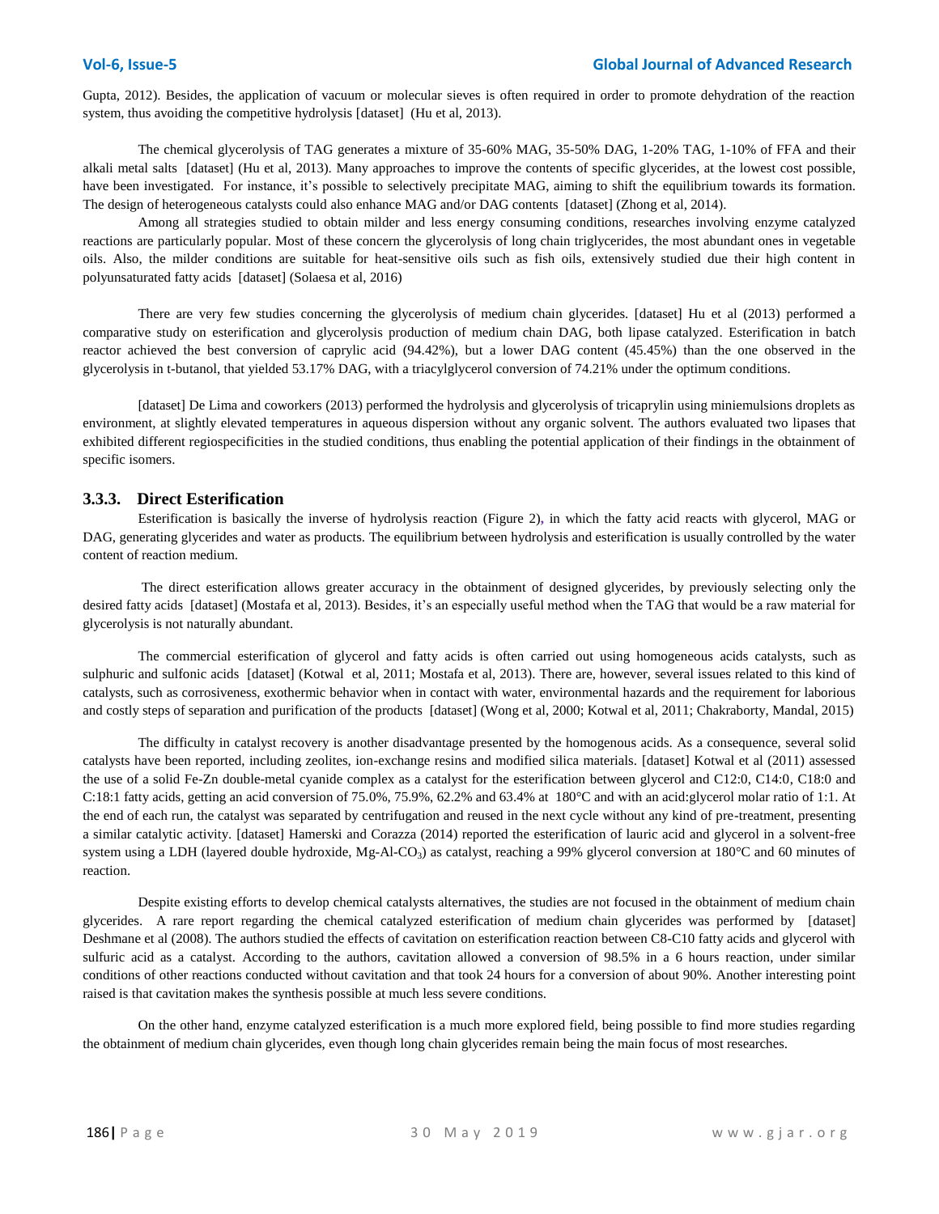Gupta, 2012). Besides, the application of vacuum or molecular sieves is often required in order to promote dehydration of the reaction system, thus avoiding the competitive hydrolysis [dataset] (Hu et al, 2013).

The chemical glycerolysis of TAG generates a mixture of 35-60% MAG, 35-50% DAG, 1-20% TAG, 1-10% of FFA and their alkali metal salts [dataset] (Hu et al, 2013). Many approaches to improve the contents of specific glycerides, at the lowest cost possible, have been investigated. For instance, it's possible to selectively precipitate MAG, aiming to shift the equilibrium towards its formation. The design of heterogeneous catalysts could also enhance MAG and/or DAG contents [dataset] (Zhong et al, 2014).

Among all strategies studied to obtain milder and less energy consuming conditions, researches involving enzyme catalyzed reactions are particularly popular. Most of these concern the glycerolysis of long chain triglycerides, the most abundant ones in vegetable oils. Also, the milder conditions are suitable for heat-sensitive oils such as fish oils, extensively studied due their high content in polyunsaturated fatty acids [dataset] (Solaesa et al, 2016)

There are very few studies concerning the glycerolysis of medium chain glycerides. [dataset] Hu et al (2013) performed a comparative study on esterification and glycerolysis production of medium chain DAG, both lipase catalyzed. Esterification in batch reactor achieved the best conversion of caprylic acid (94.42%), but a lower DAG content (45.45%) than the one observed in the glycerolysis in t-butanol, that yielded 53.17% DAG, with a triacylglycerol conversion of 74.21% under the optimum conditions.

[dataset] De Lima and coworkers (2013) performed the hydrolysis and glycerolysis of tricaprylin using miniemulsions droplets as environment, at slightly elevated temperatures in aqueous dispersion without any organic solvent. The authors evaluated two lipases that exhibited different regiospecificities in the studied conditions, thus enabling the potential application of their findings in the obtainment of specific isomers.

### 3.3.3. Direct Esterification

Esterification is basically the inverse of hydrolysis reaction (Figure 2), in which the fatty acid reacts with glycerol, MAG or DAG, generating glycerides and water as products. The equilibrium between hydrolysis and esterification is usually controlled by the water content of reaction medium.

The direct esterification allows greater accuracy in the obtainment of designed glycerides, by previously selecting only the desired fatty acids [dataset] (Mostafa et al, 2013). Besides, it's an especially useful method when the TAG that would be a raw material for glycerolysis is not naturally abundant.

The commercial esterification of glycerol and fatty acids is often carried out using homogeneous acids catalysts, such as sulphuric and sulfonic acids [dataset] (Kotwal et al, 2011; Mostafa et al, 2013). There are, however, several issues related to this kind of catalysts, such as corrosiveness, exothermic behavior when in contact with water, environmental hazards and the requirement for laborious and costly steps of separation and purification of the products [dataset] (Wong et al, 2000; Kotwal et al, 2011; Chakraborty, Mandal, 2015)

The difficulty in catalyst recovery is another disadvantage presented by the homogenous acids. As a consequence, several solid catalysts have been reported, including zeolites, ion-exchange resins and modified silica materials. [dataset] Kotwal et al (2011) assessed the use of a solid Fe-Zn double-metal cyanide complex as a catalyst for the esterification between glycerol and C12:0, C14:0, C18:0 and C:18:1 fatty acids, getting an acid conversion of 75.0%, 75.9%, 62.2% and 63.4% at 180°C and with an acid:glycerol molar ratio of 1:1. At the end of each run, the catalyst was separated by centrifugation and reused in the next cycle without any kind of pre-treatment, presenting a similar catalytic activity. [dataset] Hamerski and Corazza (2014) reported the esterification of lauric acid and glycerol in a solvent-free system using a LDH (layered double hydroxide, Mg-Al-$CO_3$) as catalyst, reaching a 99% glycerol conversion at 180°C and 60 minutes of reaction.

Despite existing efforts to develop chemical catalysts alternatives, the studies are not focused in the obtainment of medium chain glycerides. A rare report regarding the chemical catalyzed esterification of medium chain glycerides was performed by [dataset] Deshmane et al (2008). The authors studied the effects of cavitation on esterification reaction between C8-C10 fatty acids and glycerol with sulfuric acid as a catalyst. According to the authors, cavitation allowed a conversion of 98.5% in a 6 hours reaction, under similar conditions of other reactions conducted without cavitation and that took 24 hours for a conversion of about 90%. Another interesting point raised is that cavitation makes the synthesis possible at much less severe conditions.

On the other hand, enzyme catalyzed esterification is a much more explored field, being possible to find more studies regarding the obtainment of medium chain glycerides, even though long chain glycerides remain being the main focus of most researches.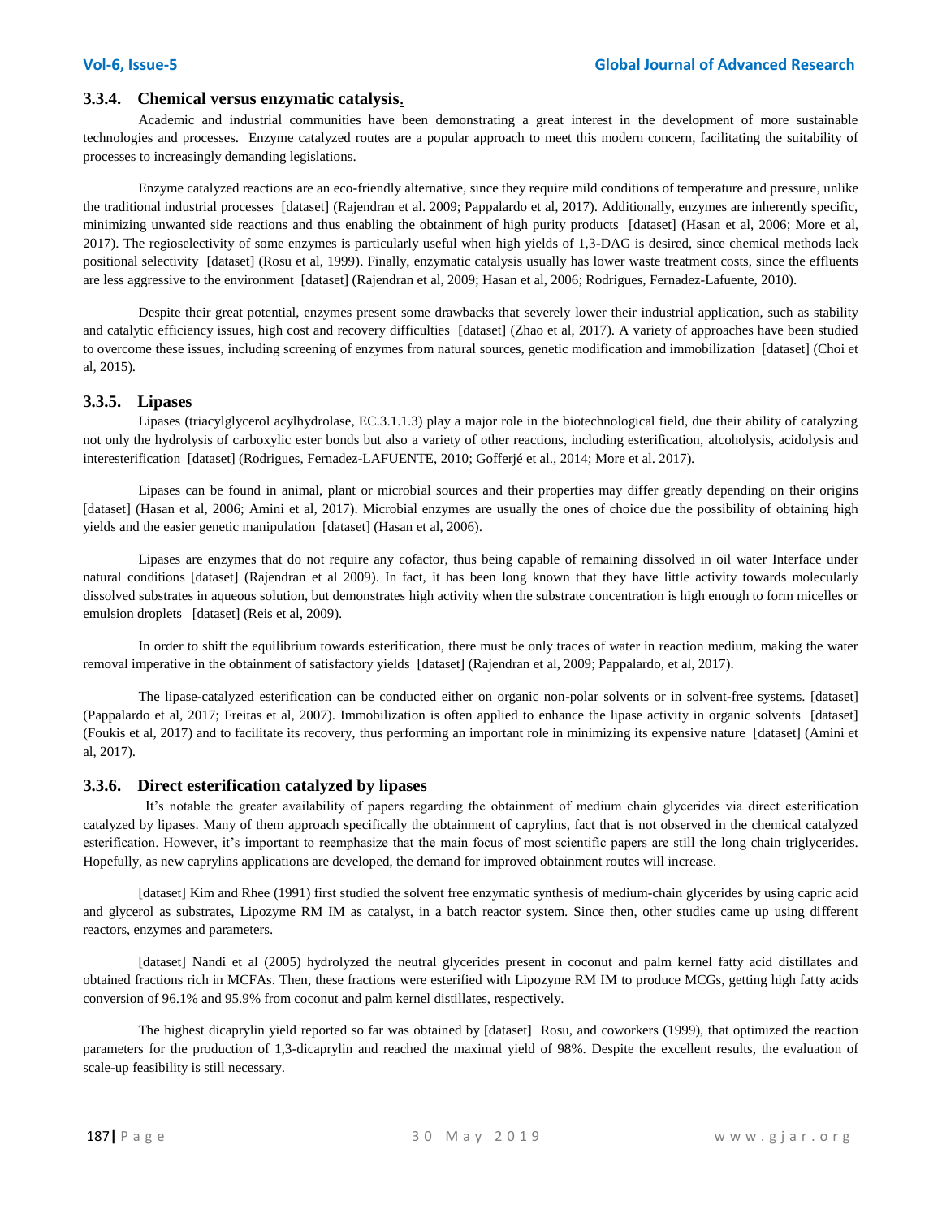### 3.3.4. Chemical versus enzymatic catalysis.

Academic and industrial communities have been demonstrating a great interest in the development of more sustainable technologies and processes. Enzyme catalyzed routes are a popular approach to meet this modern concern, facilitating the suitability of processes to increasingly demanding legislations.

Enzyme catalyzed reactions are an eco-friendly alternative, since they require mild conditions of temperature and pressure, unlike the traditional industrial processes [dataset] (Rajendran et al. 2009; Pappalardo et al, 2017). Additionally, enzymes are inherently specific, minimizing unwanted side reactions and thus enabling the obtainment of high purity products [dataset] (Hasan et al, 2006; More et al, 2017). The regioselectivity of some enzymes is particularly useful when high yields of 1,3-DAG is desired, since chemical methods lack positional selectivity [dataset] (Rosu et al, 1999). Finally, enzymatic catalysis usually has lower waste treatment costs, since the effluents are less aggressive to the environment [dataset] (Rajendran et al, 2009; Hasan et al, 2006; Rodrigues, Fernadez-Lafuente, 2010).

Despite their great potential, enzymes present some drawbacks that severely lower their industrial application, such as stability and catalytic efficiency issues, high cost and recovery difficulties [dataset] (Zhao et al, 2017). A variety of approaches have been studied to overcome these issues, including screening of enzymes from natural sources, genetic modification and immobilization [dataset] (Choi et al, 2015).

### 3.3.5. Lipases

Lipases (triacylglycerol acylhydrolase, EC.3.1.1.3) play a major role in the biotechnological field, due their ability of catalyzing not only the hydrolysis of carboxylic ester bonds but also a variety of other reactions, including esterification, alcoholysis, acidolysis and interesterification [dataset] (Rodrigues, Fernadez-LAFUENTE, 2010; Gofferjé et al., 2014; More et al. 2017).

Lipases can be found in animal, plant or microbial sources and their properties may differ greatly depending on their origins [dataset] (Hasan et al, 2006; Amini et al, 2017). Microbial enzymes are usually the ones of choice due the possibility of obtaining high yields and the easier genetic manipulation [dataset] (Hasan et al, 2006).

Lipases are enzymes that do not require any cofactor, thus being capable of remaining dissolved in oil water Interface under natural conditions [dataset] (Rajendran et al 2009). In fact, it has been long known that they have little activity towards molecularly dissolved substrates in aqueous solution, but demonstrates high activity when the substrate concentration is high enough to form micelles or emulsion droplets [dataset] (Reis et al, 2009).

In order to shift the equilibrium towards esterification, there must be only traces of water in reaction medium, making the water removal imperative in the obtainment of satisfactory yields [dataset] (Rajendran et al, 2009; Pappalardo, et al, 2017).

The lipase-catalyzed esterification can be conducted either on organic non-polar solvents or in solvent-free systems. [dataset] (Pappalardo et al, 2017; Freitas et al, 2007). Immobilization is often applied to enhance the lipase activity in organic solvents [dataset] (Foukis et al, 2017) and to facilitate its recovery, thus performing an important role in minimizing its expensive nature [dataset] (Amini et al, 2017).

### 3.3.6. Direct esterification catalyzed by lipases

It's notable the greater availability of papers regarding the obtainment of medium chain glycerides via direct esterification catalyzed by lipases. Many of them approach specifically the obtainment of caprylins, fact that is not observed in the chemical catalyzed esterification. However, it's important to reemphasize that the main focus of most scientific papers are still the long chain triglycerides. Hopefully, as new caprylins applications are developed, the demand for improved obtainment routes will increase.

[dataset] Kim and Rhee (1991) first studied the solvent free enzymatic synthesis of medium-chain glycerides by using capric acid and glycerol as substrates, Lipozyme RM IM as catalyst, in a batch reactor system. Since then, other studies came up using different reactors, enzymes and parameters.

[dataset] Nandi et al (2005) hydrolyzed the neutral glycerides present in coconut and palm kernel fatty acid distillates and obtained fractions rich in MCFAs. Then, these fractions were esterified with Lipozyme RM IM to produce MCGs, getting high fatty acids conversion of 96.1% and 95.9% from coconut and palm kernel distillates, respectively.

The highest dicaprylin yield reported so far was obtained by [dataset] Rosu, and coworkers (1999), that optimized the reaction parameters for the production of 1,3-dicaprylin and reached the maximal yield of 98%. Despite the excellent results, the evaluation of scale-up feasibility is still necessary.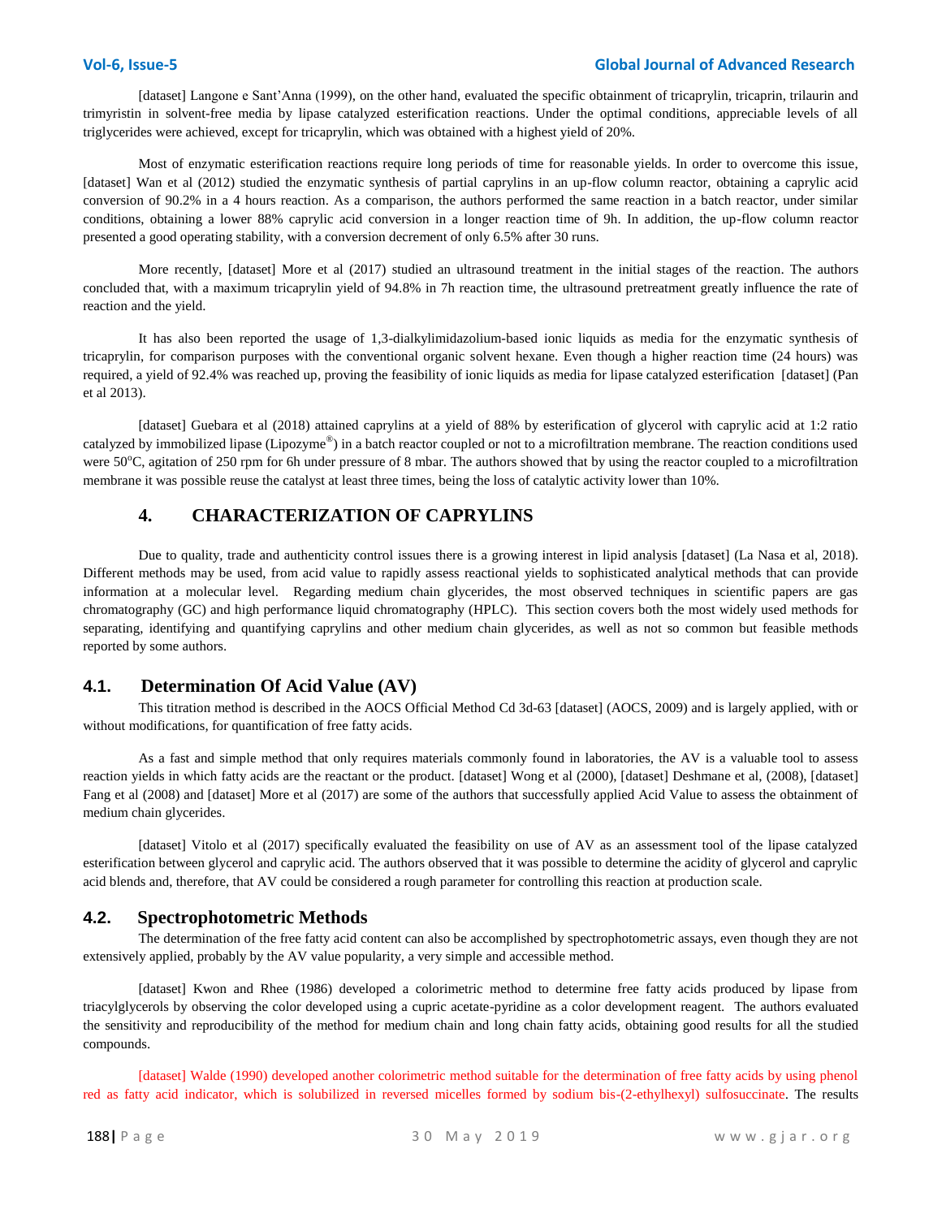[dataset] Langone e Sant'Anna (1999), on the other hand, evaluated the specific obtainment of tricaprylin, tricaprin, trilaurin and trimyristin in solvent-free media by lipase catalyzed esterification reactions. Under the optimal conditions, appreciable levels of all triglycerides were achieved, except for tricaprylin, which was obtained with a highest yield of 20%.

Most of enzymatic esterification reactions require long periods of time for reasonable yields. In order to overcome this issue, [dataset] Wan et al (2012) studied the enzymatic synthesis of partial caprylins in an up-flow column reactor, obtaining a caprylic acid conversion of 90.2% in a 4 hours reaction. As a comparison, the authors performed the same reaction in a batch reactor, under similar conditions, obtaining a lower 88% caprylic acid conversion in a longer reaction time of 9h. In addition, the up-flow column reactor presented a good operating stability, with a conversion decrement of only 6.5% after 30 runs.

More recently, [dataset] More et al (2017) studied an ultrasound treatment in the initial stages of the reaction. The authors concluded that, with a maximum tricaprylin yield of 94.8% in 7h reaction time, the ultrasound pretreatment greatly influence the rate of reaction and the yield.

It has also been reported the usage of 1,3-dialkylimidazolium-based ionic liquids as media for the enzymatic synthesis of tricaprylin, for comparison purposes with the conventional organic solvent hexane. Even though a higher reaction time (24 hours) was required, a yield of 92.4% was reached up, proving the feasibility of ionic liquids as media for lipase catalyzed esterification [dataset] (Pan et al 2013).

[dataset] Guebara et al (2018) attained caprylins at a yield of 88% by esterification of glycerol with caprylic acid at 1:2 ratio catalyzed by immobilized lipase (Lipozyme®) in a batch reactor coupled or not to a microfiltration membrane. The reaction conditions used were 50°C, agitation of 250 rpm for 6h under pressure of 8 mbar. The authors showed that by using the reactor coupled to a microfiltration membrane it was possible reuse the catalyst at least three times, being the loss of catalytic activity lower than 10%.

## 4. CHARACTERIZATION OF CAPRYLINS

Due to quality, trade and authenticity control issues there is a growing interest in lipid analysis [dataset] (La Nasa et al, 2018). Different methods may be used, from acid value to rapidly assess reactional yields to sophisticated analytical methods that can provide information at a molecular level. Regarding medium chain glycerides, the most observed techniques in scientific papers are gas chromatography (GC) and high performance liquid chromatography (HPLC). This section covers both the most widely used methods for separating, identifying and quantifying caprylins and other medium chain glycerides, as well as not so common but feasible methods reported by some authors.

### 4.1. Determination Of Acid Value (AV)

This titration method is described in the AOCS Official Method Cd 3d-63 [dataset] (AOCS, 2009) and is largely applied, with or without modifications, for quantification of free fatty acids.

As a fast and simple method that only requires materials commonly found in laboratories, the AV is a valuable tool to assess reaction yields in which fatty acids are the reactant or the product. [dataset] Wong et al (2000), [dataset] Deshmane et al, (2008), [dataset] Fang et al (2008) and [dataset] More et al (2017) are some of the authors that successfully applied Acid Value to assess the obtainment of medium chain glycerides.

[dataset] Vitolo et al (2017) specifically evaluated the feasibility on use of AV as an assessment tool of the lipase catalyzed esterification between glycerol and caprylic acid. The authors observed that it was possible to determine the acidity of glycerol and caprylic acid blends and, therefore, that AV could be considered a rough parameter for controlling this reaction at production scale.

### 4.2. Spectrophotometric Methods

The determination of the free fatty acid content can also be accomplished by spectrophotometric assays, even though they are not extensively applied, probably by the AV value popularity, a very simple and accessible method.

[dataset] Kwon and Rhee (1986) developed a colorimetric method to determine free fatty acids produced by lipase from triacylglycerols by observing the color developed using a cupric acetate-pyridine as a color development reagent. The authors evaluated the sensitivity and reproducibility of the method for medium chain and long chain fatty acids, obtaining good results for all the studied compounds.

[dataset] Walde (1990) developed another colorimetric method suitable for the determination of free fatty acids by using phenol red as fatty acid indicator, which is solubilized in reversed micelles formed by sodium bis-(2-ethylhexyl) sulfosuccinate. The results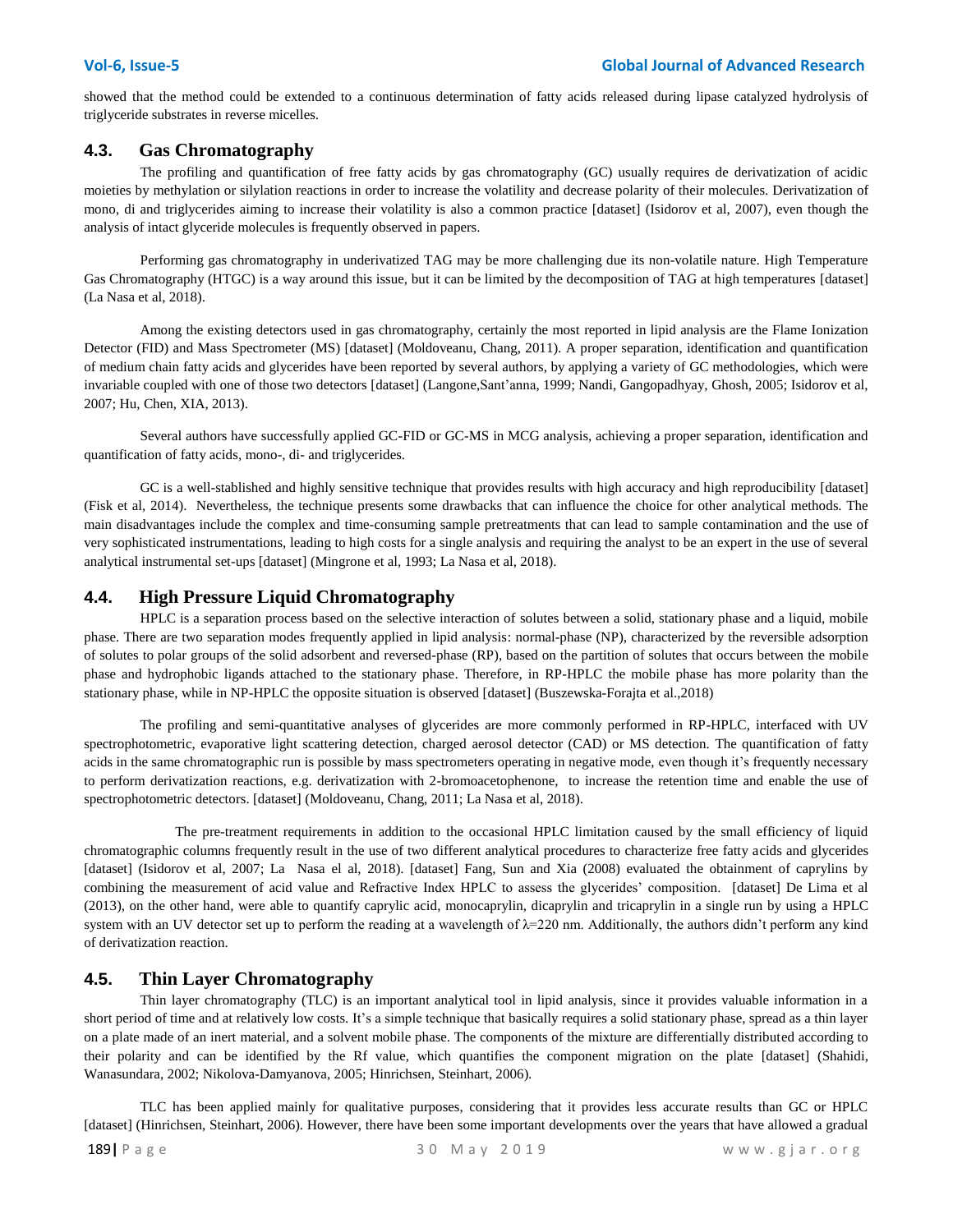showed that the method could be extended to a continuous determination of fatty acids released during lipase catalyzed hydrolysis of triglyceride substrates in reverse micelles.

## 4.3. Gas Chromatography

The profiling and quantification of free fatty acids by gas chromatography (GC) usually requires de derivatization of acidic moieties by methylation or silylation reactions in order to increase the volatility and decrease polarity of their molecules. Derivatization of mono, di and triglycerides aiming to increase their volatility is also a common practice [dataset] (Isidorov et al, 2007), even though the analysis of intact glyceride molecules is frequently observed in papers.

Performing gas chromatography in underivatized TAG may be more challenging due its non-volatile nature. High Temperature Gas Chromatography (HTGC) is a way around this issue, but it can be limited by the decomposition of TAG at high temperatures [dataset] (La Nasa et al, 2018).

Among the existing detectors used in gas chromatography, certainly the most reported in lipid analysis are the Flame Ionization Detector (FID) and Mass Spectrometer (MS) [dataset] (Moldoveanu, Chang, 2011). A proper separation, identification and quantification of medium chain fatty acids and glycerides have been reported by several authors, by applying a variety of GC methodologies, which were invariable coupled with one of those two detectors [dataset] (Langone,Sant'anna, 1999; Nandi, Gangopadhyay, Ghosh, 2005; Isidorov et al, 2007; Hu, Chen, XIA, 2013).

Several authors have successfully applied GC-FID or GC-MS in MCG analysis, achieving a proper separation, identification and quantification of fatty acids, mono-, di- and triglycerides.

GC is a well-stablished and highly sensitive technique that provides results with high accuracy and high reproducibility [dataset] (Fisk et al, 2014). Nevertheless, the technique presents some drawbacks that can influence the choice for other analytical methods. The main disadvantages include the complex and time-consuming sample pretreatments that can lead to sample contamination and the use of very sophisticated instrumentations, leading to high costs for a single analysis and requiring the analyst to be an expert in the use of several analytical instrumental set-ups [dataset] (Mingrone et al, 1993; La Nasa et al, 2018).

## 4.4. High Pressure Liquid Chromatography

HPLC is a separation process based on the selective interaction of solutes between a solid, stationary phase and a liquid, mobile phase. There are two separation modes frequently applied in lipid analysis: normal-phase (NP), characterized by the reversible adsorption of solutes to polar groups of the solid adsorbent and reversed-phase (RP), based on the partition of solutes that occurs between the mobile phase and hydrophobic ligands attached to the stationary phase. Therefore, in RP-HPLC the mobile phase has more polarity than the stationary phase, while in NP-HPLC the opposite situation is observed [dataset] (Buszewska-Forajta et al.,2018)

The profiling and semi-quantitative analyses of glycerides are more commonly performed in RP-HPLC, interfaced with UV spectrophotometric, evaporative light scattering detection, charged aerosol detector (CAD) or MS detection. The quantification of fatty acids in the same chromatographic run is possible by mass spectrometers operating in negative mode, even though it's frequently necessary to perform derivatization reactions, e.g. derivatization with 2-bromoacetophenone, to increase the retention time and enable the use of spectrophotometric detectors. [dataset] (Moldoveanu, Chang, 2011; La Nasa et al, 2018).

The pre-treatment requirements in addition to the occasional HPLC limitation caused by the small efficiency of liquid chromatographic columns frequently result in the use of two different analytical procedures to characterize free fatty acids and glycerides [dataset] (Isidorov et al, 2007; La Nasa el al, 2018). [dataset] Fang, Sun and Xia (2008) evaluated the obtainment of caprylins by combining the measurement of acid value and Refractive Index HPLC to assess the glycerides' composition. [dataset] De Lima et al (2013), on the other hand, were able to quantify caprylic acid, monocaprylin, dicaprylin and tricaprylin in a single run by using a HPLC system with an UV detector set up to perform the reading at a wavelength of $\lambda$=220 nm. Additionally, the authors didn't perform any kind of derivatization reaction.

## 4.5. Thin Layer Chromatography

Thin layer chromatography (TLC) is an important analytical tool in lipid analysis, since it provides valuable information in a short period of time and at relatively low costs. It's a simple technique that basically requires a solid stationary phase, spread as a thin layer on a plate made of an inert material, and a solvent mobile phase. The components of the mixture are differentially distributed according to their polarity and can be identified by the Rf value, which quantifies the component migration on the plate [dataset] (Shahidi, Wanasundara, 2002; Nikolova-Damyanova, 2005; Hinrichsen, Steinhart, 2006).

TLC has been applied mainly for qualitative purposes, considering that it provides less accurate results than GC or HPLC [dataset] (Hinrichsen, Steinhart, 2006). However, there have been some important developments over the years that have allowed a gradual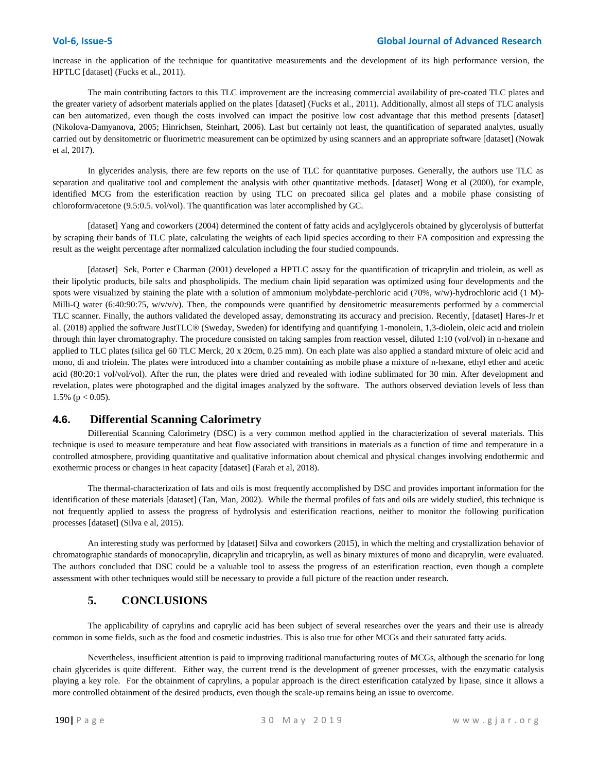increase in the application of the technique for quantitative measurements and the development of its high performance version, the HPTLC [dataset] (Fucks et al., 2011).

The main contributing factors to this TLC improvement are the increasing commercial availability of pre-coated TLC plates and the greater variety of adsorbent materials applied on the plates [dataset] (Fucks et al., 2011). Additionally, almost all steps of TLC analysis can ben automatized, even though the costs involved can impact the positive low cost advantage that this method presents [dataset] (Nikolova-Damyanova, 2005; Hinrichsen, Steinhart, 2006). Last but certainly not least, the quantification of separated analytes, usually carried out by densitometric or fluorimetric measurement can be optimized by using scanners and an appropriate software [dataset] (Nowak et al, 2017).

In glycerides analysis, there are few reports on the use of TLC for quantitative purposes. Generally, the authors use TLC as separation and qualitative tool and complement the analysis with other quantitative methods. [dataset] Wong et al (2000), for example, identified MCG from the esterification reaction by using TLC on precoated silica gel plates and a mobile phase consisting of chloroform/acetone (9.5:0.5. vol/vol). The quantification was later accomplished by GC.

[dataset] Yang and coworkers (2004) determined the content of fatty acids and acylglycerols obtained by glycerolysis of butterfat by scraping their bands of TLC plate, calculating the weights of each lipid species according to their FA composition and expressing the result as the weight percentage after normalized calculation including the four studied compounds.

[dataset] Sek, Porter e Charman (2001) developed a HPTLC assay for the quantification of tricaprylin and triolein, as well as their lipolytic products, bile salts and phospholipids. The medium chain lipid separation was optimized using four developments and the spots were visualized by staining the plate with a solution of ammonium molybdate-perchloric acid (70%, w/w)-hydrochloric acid (1 M)-Milli-Q water (6:40:90:75, w/v/v/v). Then, the compounds were quantified by densitometric measurements performed by a commercial TLC scanner. Finally, the authors validated the developed assay, demonstrating its accuracy and precision. Recently, [dataset] Hares-Jr et al. (2018) applied the software JustTLC® (Sweday, Sweden) for identifying and quantifying 1-monolein, 1,3-diolein, oleic acid and triolein through thin layer chromatography. The procedure consisted on taking samples from reaction vessel, diluted 1:10 (vol/vol) in n-hexane and applied to TLC plates (silica gel 60 TLC Merck, 20 x 20cm, 0.25 mm). On each plate was also applied a standard mixture of oleic acid and mono, di and triolein. The plates were introduced into a chamber containing as mobile phase a mixture of n-hexane, ethyl ether and acetic acid (80:20:1 vol/vol/vol). After the run, the plates were dried and revealed with iodine sublimated for 30 min. After development and revelation, plates were photographed and the digital images analyzed by the software. The authors observed deviation levels of less than 1.5% ($p < 0.05$).

### 4.6. Differential Scanning Calorimetry

Differential Scanning Calorimetry (DSC) is a very common method applied in the characterization of several materials. This technique is used to measure temperature and heat flow associated with transitions in materials as a function of time and temperature in a controlled atmosphere, providing quantitative and qualitative information about chemical and physical changes involving endothermic and exothermic process or changes in heat capacity [dataset] (Farah et al, 2018).

The thermal-characterization of fats and oils is most frequently accomplished by DSC and provides important information for the identification of these materials [dataset] (Tan, Man, 2002). While the thermal profiles of fats and oils are widely studied, this technique is not frequently applied to assess the progress of hydrolysis and esterification reactions, neither to monitor the following purification processes [dataset] (Silva e al, 2015).

An interesting study was performed by [dataset] Silva and coworkers (2015), in which the melting and crystallization behavior of chromatographic standards of monocaprylin, dicaprylin and tricaprylin, as well as binary mixtures of mono and dicaprylin, were evaluated. The authors concluded that DSC could be a valuable tool to assess the progress of an esterification reaction, even though a complete assessment with other techniques would still be necessary to provide a full picture of the reaction under research.

## 5. CONCLUSIONS

The applicability of caprylins and caprylic acid has been subject of several researches over the years and their use is already common in some fields, such as the food and cosmetic industries. This is also true for other MCGs and their saturated fatty acids.

Nevertheless, insufficient attention is paid to improving traditional manufacturing routes of MCGs, although the scenario for long chain glycerides is quite different. Either way, the current trend is the development of greener processes, with the enzymatic catalysis playing a key role. For the obtainment of caprylins, a popular approach is the direct esterification catalyzed by lipase, since it allows a more controlled obtainment of the desired products, even though the scale-up remains being an issue to overcome.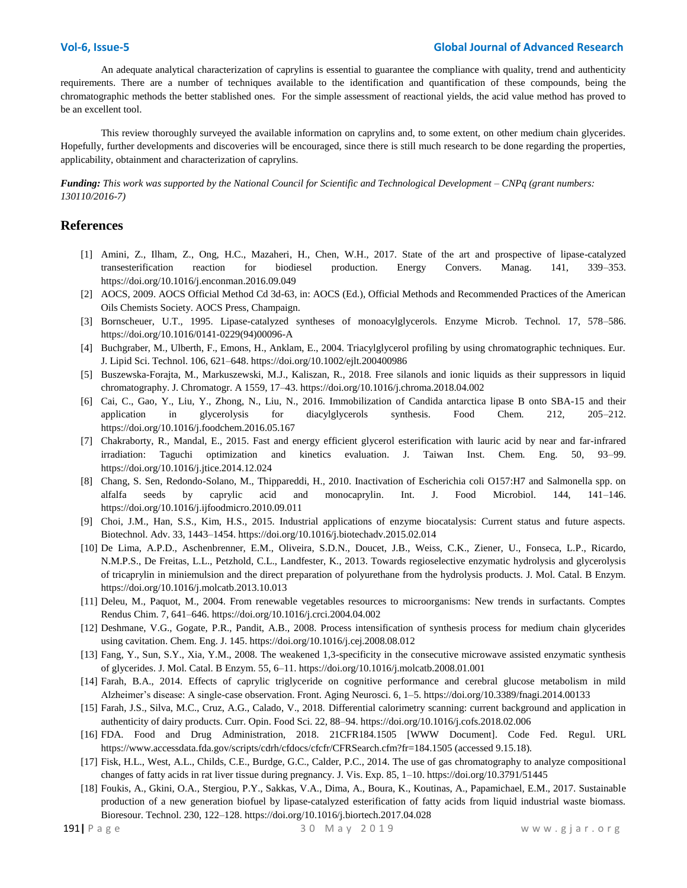An adequate analytical characterization of caprylins is essential to guarantee the compliance with quality, trend and authenticity requirements. There are a number of techniques available to the identification and quantification of these compounds, being the chromatographic methods the better stablished ones. For the simple assessment of reactional yields, the acid value method has proved to be an excellent tool.

This review thoroughly surveyed the available information on caprylins and, to some extent, on other medium chain glycerides. Hopefully, further developments and discoveries will be encouraged, since there is still much research to be done regarding the properties, applicability, obtainment and characterization of caprylins.

***Funding:*** *This work was supported by the National Council for Scientific and Technological Development – CNPq (grant numbers: 130110/2016-7)*

## References

[1] Amini, Z., Ilham, Z., Ong, H.C., Mazaheri, H., Chen, W.H., 2017. State of the art and prospective of lipase-catalyzed transesterification reaction for biodiesel production. Energy Convers. Manag. 141, 339–353. https://doi.org/10.1016/j.enconman.2016.09.049

[2] AOCS, 2009. AOCS Official Method Cd 3d-63, in: AOCS (Ed.), Official Methods and Recommended Practices of the American Oils Chemists Society. AOCS Press, Champaign.

[3] Bornscheuer, U.T., 1995. Lipase-catalyzed syntheses of monoacylglycerols. Enzyme Microb. Technol. 17, 578–586. https://doi.org/10.1016/0141-0229(94)00096-A

[4] Buchgraber, M., Ulberth, F., Emons, H., Anklam, E., 2004. Triacylglycerol profiling by using chromatographic techniques. Eur. J. Lipid Sci. Technol. 106, 621–648. https://doi.org/10.1002/ejlt.200400986

[5] Buszewska-Forajta, M., Markuszewski, M.J., Kaliszan, R., 2018. Free silanols and ionic liquids as their suppressors in liquid chromatography. J. Chromatogr. A 1559, 17–43. https://doi.org/10.1016/j.chroma.2018.04.002

[6] Cai, C., Gao, Y., Liu, Y., Zhong, N., Liu, N., 2016. Immobilization of Candida antarctica lipase B onto SBA-15 and their application in glycerolysis for diacylglycerols synthesis. Food Chem. 212, 205–212. https://doi.org/10.1016/j.foodchem.2016.05.167

[7] Chakraborty, R., Mandal, E., 2015. Fast and energy efficient glycerol esterification with lauric acid by near and far-infrared irradiation: Taguchi optimization and kinetics evaluation. J. Taiwan Inst. Chem. Eng. 50, 93–99. https://doi.org/10.1016/j.jtice.2014.12.024

[8] Chang, S. Sen, Redondo-Solano, M., Thippareddi, H., 2010. Inactivation of Escherichia coli O157:H7 and Salmonella spp. on alfalfa seeds by caprylic acid and monocaprylin. Int. J. Food Microbiol. 144, 141–146. https://doi.org/10.1016/j.ijfoodmicro.2010.09.011

[9] Choi, J.M., Han, S.S., Kim, H.S., 2015. Industrial applications of enzyme biocatalysis: Current status and future aspects. Biotechnol. Adv. 33, 1443–1454. https://doi.org/10.1016/j.biotechadv.2015.02.014

[10] De Lima, A.P.D., Aschenbrenner, E.M., Oliveira, S.D.N., Doucet, J.B., Weiss, C.K., Ziener, U., Fonseca, L.P., Ricardo, N.M.P.S., De Freitas, L.L., Petzhold, C.L., Landfester, K., 2013. Towards regioselective enzymatic hydrolysis and glycerolysis of tricaprylin in miniemulsion and the direct preparation of polyurethane from the hydrolysis products. J. Mol. Catal. B Enzym. https://doi.org/10.1016/j.molcatb.2013.10.013

[11] Deleu, M., Paquot, M., 2004. From renewable vegetables resources to microorganisms: New trends in surfactants. Comptes Rendus Chim. 7, 641–646. https://doi.org/10.1016/j.crci.2004.04.002

[12] Deshmane, V.G., Gogate, P.R., Pandit, A.B., 2008. Process intensification of synthesis process for medium chain glycerides using cavitation. Chem. Eng. J. 145. https://doi.org/10.1016/j.cej.2008.08.012

[13] Fang, Y., Sun, S.Y., Xia, Y.M., 2008. The weakened 1,3-specificity in the consecutive microwave assisted enzymatic synthesis of glycerides. J. Mol. Catal. B Enzym. 55, 6–11. https://doi.org/10.1016/j.molcatb.2008.01.001

[14] Farah, B.A., 2014. Effects of caprylic triglyceride on cognitive performance and cerebral glucose metabolism in mild Alzheimer's disease: A single-case observation. Front. Aging Neurosci. 6, 1–5. https://doi.org/10.3389/fnagi.2014.00133

[15] Farah, J.S., Silva, M.C., Cruz, A.G., Calado, V., 2018. Differential calorimetry scanning: current background and application in authenticity of dairy products. Curr. Opin. Food Sci. 22, 88–94. https://doi.org/10.1016/j.cofs.2018.02.006

[16] FDA. Food and Drug Administration, 2018. 21CFR184.1505 [WWW Document]. Code Fed. Regul. URL https://www.accessdata.fda.gov/scripts/cdrh/cfdocs/cfcfr/CFRSearch.cfm?fr=184.1505 (accessed 9.15.18).

[17] Fisk, H.L., West, A.L., Childs, C.E., Burdge, G.C., Calder, P.C., 2014. The use of gas chromatography to analyze compositional changes of fatty acids in rat liver tissue during pregnancy. J. Vis. Exp. 85, 1–10. https://doi.org/10.3791/51445

[18] Foukis, A., Gkini, O.A., Stergiou, P.Y., Sakkas, V.A., Dima, A., Boura, K., Koutinas, A., Papamichael, E.M., 2017. Sustainable production of a new generation biofuel by lipase-catalyzed esterification of fatty acids from liquid industrial waste biomass. Bioresour. Technol. 230, 122–128. https://doi.org/10.1016/j.biortech.2017.04.028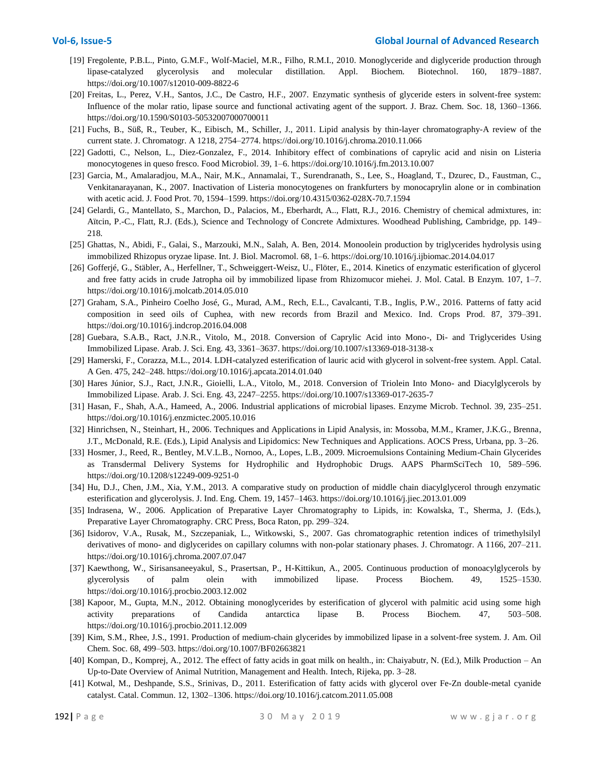[19] Fregolente, P.B.L., Pinto, G.M.F., Wolf-Maciel, M.R., Filho, R.M.I., 2010. Monoglyceride and diglyceride production through lipase-catalyzed glycerolysis and molecular distillation. Appl. Biochem. Biotechnol. 160, 1879–1887. https://doi.org/10.1007/s12010-009-8822-6

[20] Freitas, L., Perez, V.H., Santos, J.C., De Castro, H.F., 2007. Enzymatic synthesis of glyceride esters in solvent-free system: Influence of the molar ratio, lipase source and functional activating agent of the support. J. Braz. Chem. Soc. 18, 1360–1366. https://doi.org/10.1590/S0103-50532007000700011

[21] Fuchs, B., Süß, R., Teuber, K., Eibisch, M., Schiller, J., 2011. Lipid analysis by thin-layer chromatography-A review of the current state. J. Chromatogr. A 1218, 2754–2774. https://doi.org/10.1016/j.chroma.2010.11.066

[22] Gadotti, C., Nelson, L., Diez-Gonzalez, F., 2014. Inhibitory effect of combinations of caprylic acid and nisin on Listeria monocytogenes in queso fresco. Food Microbiol. 39, 1–6. https://doi.org/10.1016/j.fm.2013.10.007

[23] Garcia, M., Amalaradjou, M.A., Nair, M.K., Annamalai, T., Surendranath, S., Lee, S., Hoagland, T., Dzurec, D., Faustman, C., Venkitanarayanan, K., 2007. Inactivation of Listeria monocytogenes on frankfurters by monocaprylin alone or in combination with acetic acid. J. Food Prot. 70, 1594–1599. https://doi.org/10.4315/0362-028X-70.7.1594

[24] Gelardi, G., Mantellato, S., Marchon, D., Palacios, M., Eberhardt, A.., Flatt, R.J., 2016. Chemistry of chemical admixtures, in: Aïtcin, P.-C., Flatt, R.J. (Eds.), Science and Technology of Concrete Admixtures. Woodhead Publishing, Cambridge, pp. 149–218.

[25] Ghattas, N., Abidi, F., Galai, S., Marzouki, M.N., Salah, A. Ben, 2014. Monoolein production by triglycerides hydrolysis using immobilized Rhizopus oryzae lipase. Int. J. Biol. Macromol. 68, 1–6. https://doi.org/10.1016/j.ijbiomac.2014.04.017

[26] Gofferjé, G., Stäbler, A., Herfellner, T., Schweiggert-Weisz, U., Flöter, E., 2014. Kinetics of enzymatic esterification of glycerol and free fatty acids in crude Jatropha oil by immobilized lipase from Rhizomucor miehei. J. Mol. Catal. B Enzym. 107, 1–7. https://doi.org/10.1016/j.molcatb.2014.05.010

[27] Graham, S.A., Pinheiro Coelho José, G., Murad, A.M., Rech, E.L., Cavalcanti, T.B., Inglis, P.W., 2016. Patterns of fatty acid composition in seed oils of Cuphea, with new records from Brazil and Mexico. Ind. Crops Prod. 87, 379–391. https://doi.org/10.1016/j.indcrop.2016.04.008

[28] Guebara, S.A.B., Ract, J.N.R., Vitolo, M., 2018. Conversion of Caprylic Acid into Mono-, Di- and Triglycerides Using Immobilized Lipase. Arab. J. Sci. Eng. 43, 3361–3637. https://doi.org/10.1007/s13369-018-3138-x

[29] Hamerski, F., Corazza, M.L., 2014. LDH-catalyzed esterification of lauric acid with glycerol in solvent-free system. Appl. Catal. A Gen. 475, 242–248. https://doi.org/10.1016/j.apcata.2014.01.040

[30] Hares Júnior, S.J., Ract, J.N.R., Gioielli, L.A., Vitolo, M., 2018. Conversion of Triolein Into Mono- and Diacylglycerols by Immobilized Lipase. Arab. J. Sci. Eng. 43, 2247–2255. https://doi.org/10.1007/s13369-017-2635-7

[31] Hasan, F., Shah, A.A., Hameed, A., 2006. Industrial applications of microbial lipases. Enzyme Microb. Technol. 39, 235–251. https://doi.org/10.1016/j.enzmictec.2005.10.016

[32] Hinrichsen, N., Steinhart, H., 2006. Techniques and Applications in Lipid Analysis, in: Mossoba, M.M., Kramer, J.K.G., Brenna, J.T., McDonald, R.E. (Eds.), Lipid Analysis and Lipidomics: New Techniques and Applications. AOCS Press, Urbana, pp. 3–26.

[33] Hosmer, J., Reed, R., Bentley, M.V.L.B., Nornoo, A., Lopes, L.B., 2009. Microemulsions Containing Medium-Chain Glycerides as Transdermal Delivery Systems for Hydrophilic and Hydrophobic Drugs. AAPS PharmSciTech 10, 589–596. https://doi.org/10.1208/s12249-009-9251-0

[34] Hu, D.J., Chen, J.M., Xia, Y.M., 2013. A comparative study on production of middle chain diacylglycerol through enzymatic esterification and glycerolysis. J. Ind. Eng. Chem. 19, 1457–1463. https://doi.org/10.1016/j.jiec.2013.01.009

[35] Indrasena, W., 2006. Application of Preparative Layer Chromatography to Lipids, in: Kowalska, T., Sherma, J. (Eds.), Preparative Layer Chromatography. CRC Press, Boca Raton, pp. 299–324.

[36] Isidorov, V.A., Rusak, M., Szczepaniak, L., Witkowski, S., 2007. Gas chromatographic retention indices of trimethylsilyl derivatives of mono- and diglycerides on capillary columns with non-polar stationary phases. J. Chromatogr. A 1166, 207–211. https://doi.org/10.1016/j.chroma.2007.07.047

[37] Kaewthong, W., Sirisansaneeyakul, S., Prasertsan, P., H-Kittikun, A., 2005. Continuous production of monoacylglycerols by glycerolysis of palm olein with immobilized lipase. Process Biochem. 49, 1525–1530. https://doi.org/10.1016/j.procbio.2003.12.002

[38] Kapoor, M., Gupta, M.N., 2012. Obtaining monoglycerides by esterification of glycerol with palmitic acid using some high activity preparations of Candida antarctica lipase B. Process Biochem. 47, 503–508. https://doi.org/10.1016/j.procbio.2011.12.009

[39] Kim, S.M., Rhee, J.S., 1991. Production of medium-chain glycerides by immobilized lipase in a solvent-free system. J. Am. Oil Chem. Soc. 68, 499–503. https://doi.org/10.1007/BF02663821

[40] Kompan, D., Komprej, A., 2012. The effect of fatty acids in goat milk on health., in: Chaiyabutr, N. (Ed.), Milk Production – An Up-to-Date Overview of Animal Nutrition, Management and Health. Intech, Rijeka, pp. 3–28.

[41] Kotwal, M., Deshpande, S.S., Srinivas, D., 2011. Esterification of fatty acids with glycerol over Fe-Zn double-metal cyanide catalyst. Catal. Commun. 12, 1302–1306. https://doi.org/10.1016/j.catcom.2011.05.008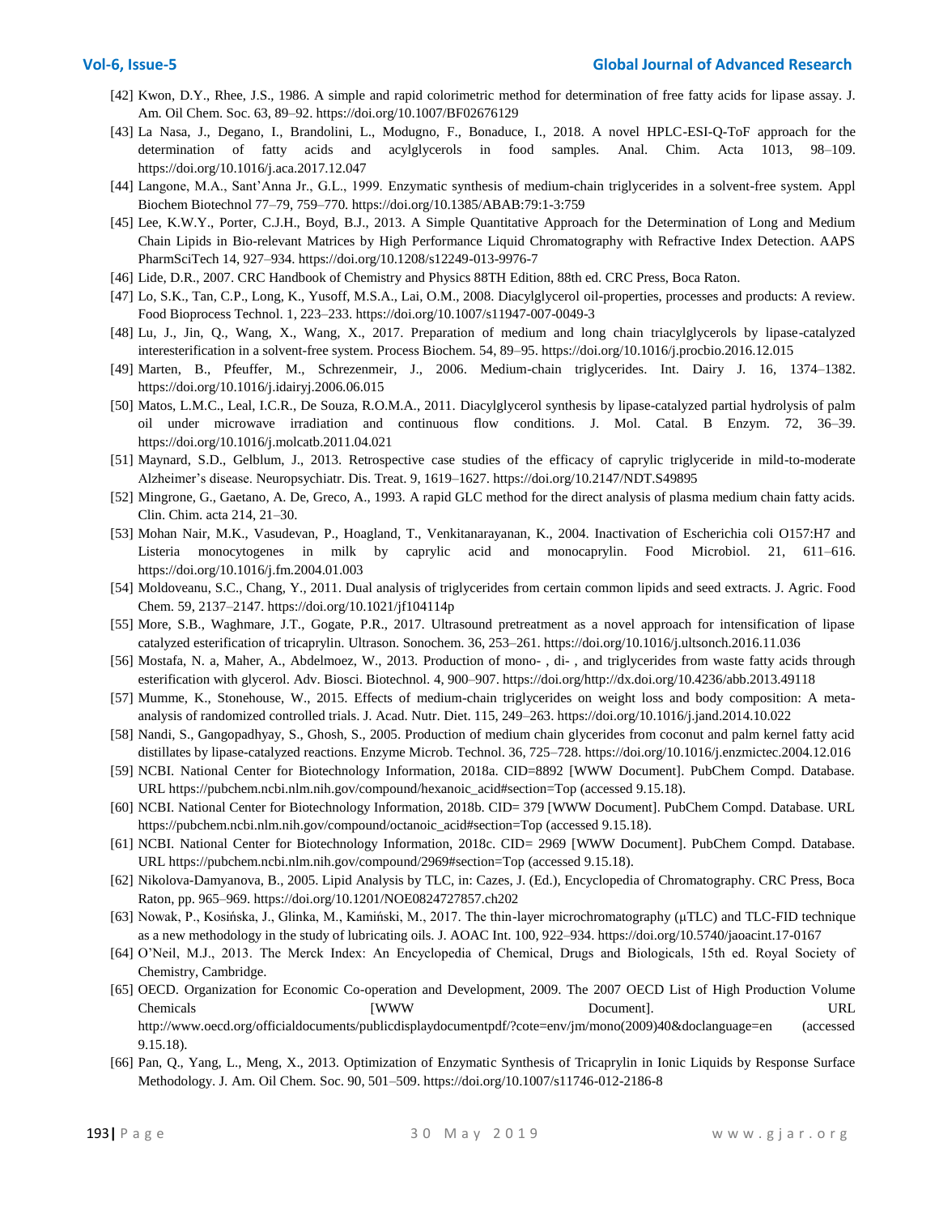[42] Kwon, D.Y., Rhee, J.S., 1986. A simple and rapid colorimetric method for determination of free fatty acids for lipase assay. J. Am. Oil Chem. Soc. 63, 89–92. https://doi.org/10.1007/BF02676129

[43] La Nasa, J., Degano, I., Brandolini, L., Modugno, F., Bonaduce, I., 2018. A novel HPLC-ESI-Q-ToF approach for the determination of fatty acids and acylglycerols in food samples. Anal. Chim. Acta 1013, 98–109. https://doi.org/10.1016/j.aca.2017.12.047

[44] Langone, M.A., Sant'Anna Jr., G.L., 1999. Enzymatic synthesis of medium-chain triglycerides in a solvent-free system. Appl Biochem Biotechnol 77–79, 759–770. https://doi.org/10.1385/ABAB:79:1-3:759

[45] Lee, K.W.Y., Porter, C.J.H., Boyd, B.J., 2013. A Simple Quantitative Approach for the Determination of Long and Medium Chain Lipids in Bio-relevant Matrices by High Performance Liquid Chromatography with Refractive Index Detection. AAPS PharmSciTech 14, 927–934. https://doi.org/10.1208/s12249-013-9976-7

[46] Lide, D.R., 2007. CRC Handbook of Chemistry and Physics 88TH Edition, 88th ed. CRC Press, Boca Raton.

[47] Lo, S.K., Tan, C.P., Long, K., Yusoff, M.S.A., Lai, O.M., 2008. Diacylglycerol oil-properties, processes and products: A review. Food Bioprocess Technol. 1, 223–233. https://doi.org/10.1007/s11947-007-0049-3

[48] Lu, J., Jin, Q., Wang, X., Wang, X., 2017. Preparation of medium and long chain triacylglycerols by lipase-catalyzed interesterification in a solvent-free system. Process Biochem. 54, 89–95. https://doi.org/10.1016/j.procbio.2016.12.015

[49] Marten, B., Pfeuffer, M., Schrezenmeir, J., 2006. Medium-chain triglycerides. Int. Dairy J. 16, 1374–1382. https://doi.org/10.1016/j.idairyj.2006.06.015

[50] Matos, L.M.C., Leal, I.C.R., De Souza, R.O.M.A., 2011. Diacylglycerol synthesis by lipase-catalyzed partial hydrolysis of palm oil under microwave irradiation and continuous flow conditions. J. Mol. Catal. B Enzym. 72, 36–39. https://doi.org/10.1016/j.molcatb.2011.04.021

[51] Maynard, S.D., Gelblum, J., 2013. Retrospective case studies of the efficacy of caprylic triglyceride in mild-to-moderate Alzheimer's disease. Neuropsychiatr. Dis. Treat. 9, 1619–1627. https://doi.org/10.2147/NDT.S49895

[52] Mingrone, G., Gaetano, A. De, Greco, A., 1993. A rapid GLC method for the direct analysis of plasma medium chain fatty acids. Clin. Chim. acta 214, 21–30.

[53] Mohan Nair, M.K., Vasudevan, P., Hoagland, T., Venkitanarayanan, K., 2004. Inactivation of Escherichia coli O157:H7 and Listeria monocytogenes in milk by caprylic acid and monocaprylin. Food Microbiol. 21, 611–616. https://doi.org/10.1016/j.fm.2004.01.003

[54] Moldoveanu, S.C., Chang, Y., 2011. Dual analysis of triglycerides from certain common lipids and seed extracts. J. Agric. Food Chem. 59, 2137–2147. https://doi.org/10.1021/jf104114p

[55] More, S.B., Waghmare, J.T., Gogate, P.R., 2017. Ultrasound pretreatment as a novel approach for intensification of lipase catalyzed esterification of tricaprylin. Ultrason. Sonochem. 36, 253–261. https://doi.org/10.1016/j.ultsonch.2016.11.036

[56] Mostafa, N. a, Maher, A., Abdelmoez, W., 2013. Production of mono- , di- , and triglycerides from waste fatty acids through esterification with glycerol. Adv. Biosci. Biotechnol. 4, 900–907. https://doi.org/http://dx.doi.org/10.4236/abb.2013.49118

[57] Mumme, K., Stonehouse, W., 2015. Effects of medium-chain triglycerides on weight loss and body composition: A meta-analysis of randomized controlled trials. J. Acad. Nutr. Diet. 115, 249–263. https://doi.org/10.1016/j.jand.2014.10.022

[58] Nandi, S., Gangopadhyay, S., Ghosh, S., 2005. Production of medium chain glycerides from coconut and palm kernel fatty acid distillates by lipase-catalyzed reactions. Enzyme Microb. Technol. 36, 725–728. https://doi.org/10.1016/j.enzmictec.2004.12.016

[59] NCBI. National Center for Biotechnology Information, 2018a. CID=8892 [WWW Document]. PubChem Compd. Database. URL https://pubchem.ncbi.nlm.nih.gov/compound/hexanoic_acid#section=Top (accessed 9.15.18).

[60] NCBI. National Center for Biotechnology Information, 2018b. CID= 379 [WWW Document]. PubChem Compd. Database. URL https://pubchem.ncbi.nlm.nih.gov/compound/octanoic_acid#section=Top (accessed 9.15.18).

[61] NCBI. National Center for Biotechnology Information, 2018c. CID= 2969 [WWW Document]. PubChem Compd. Database. URL https://pubchem.ncbi.nlm.nih.gov/compound/2969#section=Top (accessed 9.15.18).

[62] Nikolova-Damyanova, B., 2005. Lipid Analysis by TLC, in: Cazes, J. (Ed.), Encyclopedia of Chromatography. CRC Press, Boca Raton, pp. 965–969. https://doi.org/10.1201/NOE0824727857.ch202

[63] Nowak, P., Kosińska, J., Glinka, M., Kamiński, M., 2017. The thin-layer microchromatography (μTLC) and TLC-FID technique as a new methodology in the study of lubricating oils. J. AOAC Int. 100, 922–934. https://doi.org/10.5740/jaoacint.17-0167

[64] O'Neil, M.J., 2013. The Merck Index: An Encyclopedia of Chemical, Drugs and Biologicals, 15th ed. Royal Society of Chemistry, Cambridge.

[65] OECD. Organization for Economic Co-operation and Development, 2009. The 2007 OECD List of High Production Volume Chemicals [WWW Document]. URL http://www.oecd.org/officialdocuments/publicdisplaydocumentpdf/?cote=env/jm/mono(2009)40&doclanguage=en (accessed 9.15.18).

[66] Pan, Q., Yang, L., Meng, X., 2013. Optimization of Enzymatic Synthesis of Tricaprylin in Ionic Liquids by Response Surface Methodology. J. Am. Oil Chem. Soc. 90, 501–509. https://doi.org/10.1007/s11746-012-2186-8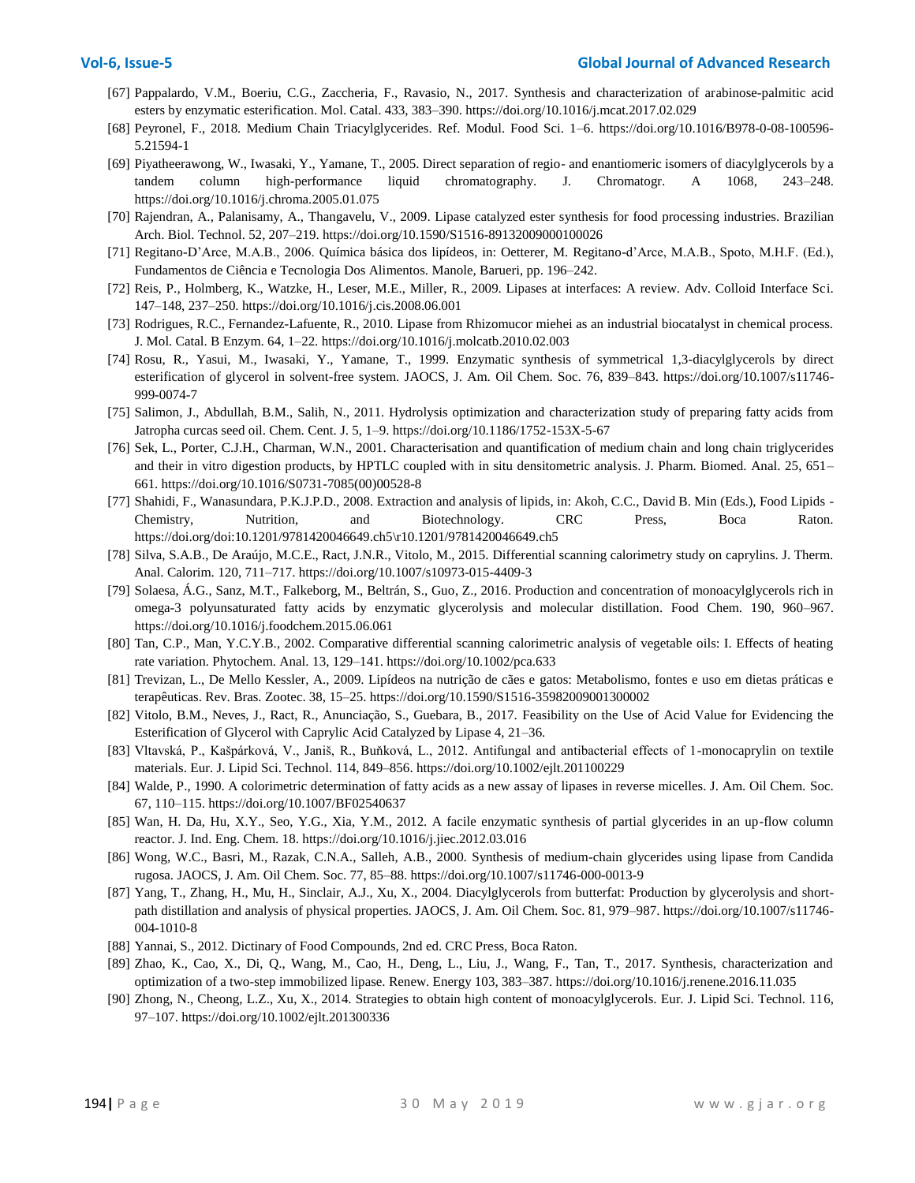[67] Pappalardo, V.M., Boeriu, C.G., Zaccheria, F., Ravasio, N., 2017. Synthesis and characterization of arabinose-palmitic acid esters by enzymatic esterification. Mol. Catal. 433, 383–390. https://doi.org/10.1016/j.mcat.2017.02.029

[68] Peyronel, F., 2018. Medium Chain Triacylglycerides. Ref. Modul. Food Sci. 1–6. https://doi.org/10.1016/B978-0-08-100596-5.21594-1

[69] Piyatheerawong, W., Iwasaki, Y., Yamane, T., 2005. Direct separation of regio- and enantiomeric isomers of diacylglycerols by a tandem column high-performance liquid chromatography. J. Chromatogr. A 1068, 243–248. https://doi.org/10.1016/j.chroma.2005.01.075

[70] Rajendran, A., Palanisamy, A., Thangavelu, V., 2009. Lipase catalyzed ester synthesis for food processing industries. Brazilian Arch. Biol. Technol. 52, 207–219. https://doi.org/10.1590/S1516-89132009000100026

[71] Regitano-D'Arce, M.A.B., 2006. Química básica dos lipídeos, in: Oetterer, M. Regitano-d'Arce, M.A.B., Spoto, M.H.F. (Ed.), Fundamentos de Ciência e Tecnologia Dos Alimentos. Manole, Barueri, pp. 196–242.

[72] Reis, P., Holmberg, K., Watzke, H., Leser, M.E., Miller, R., 2009. Lipases at interfaces: A review. Adv. Colloid Interface Sci. 147–148, 237–250. https://doi.org/10.1016/j.cis.2008.06.001

[73] Rodrigues, R.C., Fernandez-Lafuente, R., 2010. Lipase from Rhizomucor miehei as an industrial biocatalyst in chemical process. J. Mol. Catal. B Enzym. 64, 1–22. https://doi.org/10.1016/j.molcatb.2010.02.003

[74] Rosu, R., Yasui, M., Iwasaki, Y., Yamane, T., 1999. Enzymatic synthesis of symmetrical 1,3-diacylglycerols by direct esterification of glycerol in solvent-free system. JAOCS, J. Am. Oil Chem. Soc. 76, 839–843. https://doi.org/10.1007/s11746-999-0074-7

[75] Salimon, J., Abdullah, B.M., Salih, N., 2011. Hydrolysis optimization and characterization study of preparing fatty acids from Jatropha curcas seed oil. Chem. Cent. J. 5, 1–9. https://doi.org/10.1186/1752-153X-5-67

[76] Sek, L., Porter, C.J.H., Charman, W.N., 2001. Characterisation and quantification of medium chain and long chain triglycerides and their in vitro digestion products, by HPTLC coupled with in situ densitometric analysis. J. Pharm. Biomed. Anal. 25, 651–661. https://doi.org/10.1016/S0731-7085(00)00528-8

[77] Shahidi, F., Wanasundara, P.K.J.P.D., 2008. Extraction and analysis of lipids, in: Akoh, C.C., David B. Min (Eds.), Food Lipids - Chemistry, Nutrition, and Biotechnology. CRC Press, Boca Raton. https://doi.org/doi:10.1201/9781420046649.ch5\r10.1201/9781420046649.ch5

[78] Silva, S.A.B., De Araújo, M.C.E., Ract, J.N.R., Vitolo, M., 2015. Differential scanning calorimetry study on caprylins. J. Therm. Anal. Calorim. 120, 711–717. https://doi.org/10.1007/s10973-015-4409-3

[79] Solaesa, Á.G., Sanz, M.T., Falkeborg, M., Beltrán, S., Guo, Z., 2016. Production and concentration of monoacylglycerols rich in omega-3 polyunsaturated fatty acids by enzymatic glycerolysis and molecular distillation. Food Chem. 190, 960–967. https://doi.org/10.1016/j.foodchem.2015.06.061

[80] Tan, C.P., Man, Y.C.Y.B., 2002. Comparative differential scanning calorimetric analysis of vegetable oils: I. Effects of heating rate variation. Phytochem. Anal. 13, 129–141. https://doi.org/10.1002/pca.633

[81] Trevizan, L., De Mello Kessler, A., 2009. Lipídeos na nutrição de cães e gatos: Metabolismo, fontes e uso em dietas práticas e terapêuticas. Rev. Bras. Zootec. 38, 15–25. https://doi.org/10.1590/S1516-35982009001300002

[82] Vitolo, B.M., Neves, J., Ract, R., Anunciação, S., Guebara, B., 2017. Feasibility on the Use of Acid Value for Evidencing the Esterification of Glycerol with Caprylic Acid Catalyzed by Lipase 4, 21–36.

[83] Vltavská, P., Kašpárková, V., Janiš, R., Buňková, L., 2012. Antifungal and antibacterial effects of 1-monocaprylin on textile materials. Eur. J. Lipid Sci. Technol. 114, 849–856. https://doi.org/10.1002/ejlt.201100229

[84] Walde, P., 1990. A colorimetric determination of fatty acids as a new assay of lipases in reverse micelles. J. Am. Oil Chem. Soc. 67, 110–115. https://doi.org/10.1007/BF02540637

[85] Wan, H. Da, Hu, X.Y., Seo, Y.G., Xia, Y.M., 2012. A facile enzymatic synthesis of partial glycerides in an up-flow column reactor. J. Ind. Eng. Chem. 18. https://doi.org/10.1016/j.jiec.2012.03.016

[86] Wong, W.C., Basri, M., Razak, C.N.A., Salleh, A.B., 2000. Synthesis of medium-chain glycerides using lipase from Candida rugosa. JAOCS, J. Am. Oil Chem. Soc. 77, 85–88. https://doi.org/10.1007/s11746-000-0013-9

[87] Yang, T., Zhang, H., Mu, H., Sinclair, A.J., Xu, X., 2004. Diacylglycerols from butterfat: Production by glycerolysis and short-path distillation and analysis of physical properties. JAOCS, J. Am. Oil Chem. Soc. 81, 979–987. https://doi.org/10.1007/s11746-004-1010-8

[88] Yannai, S., 2012. Dictinary of Food Compounds, 2nd ed. CRC Press, Boca Raton.

[89] Zhao, K., Cao, X., Di, Q., Wang, M., Cao, H., Deng, L., Liu, J., Wang, F., Tan, T., 2017. Synthesis, characterization and optimization of a two-step immobilized lipase. Renew. Energy 103, 383–387. https://doi.org/10.1016/j.renene.2016.11.035

[90] Zhong, N., Cheong, L.Z., Xu, X., 2014. Strategies to obtain high content of monoacylglycerols. Eur. J. Lipid Sci. Technol. 116, 97–107. https://doi.org/10.1002/ejlt.201300336